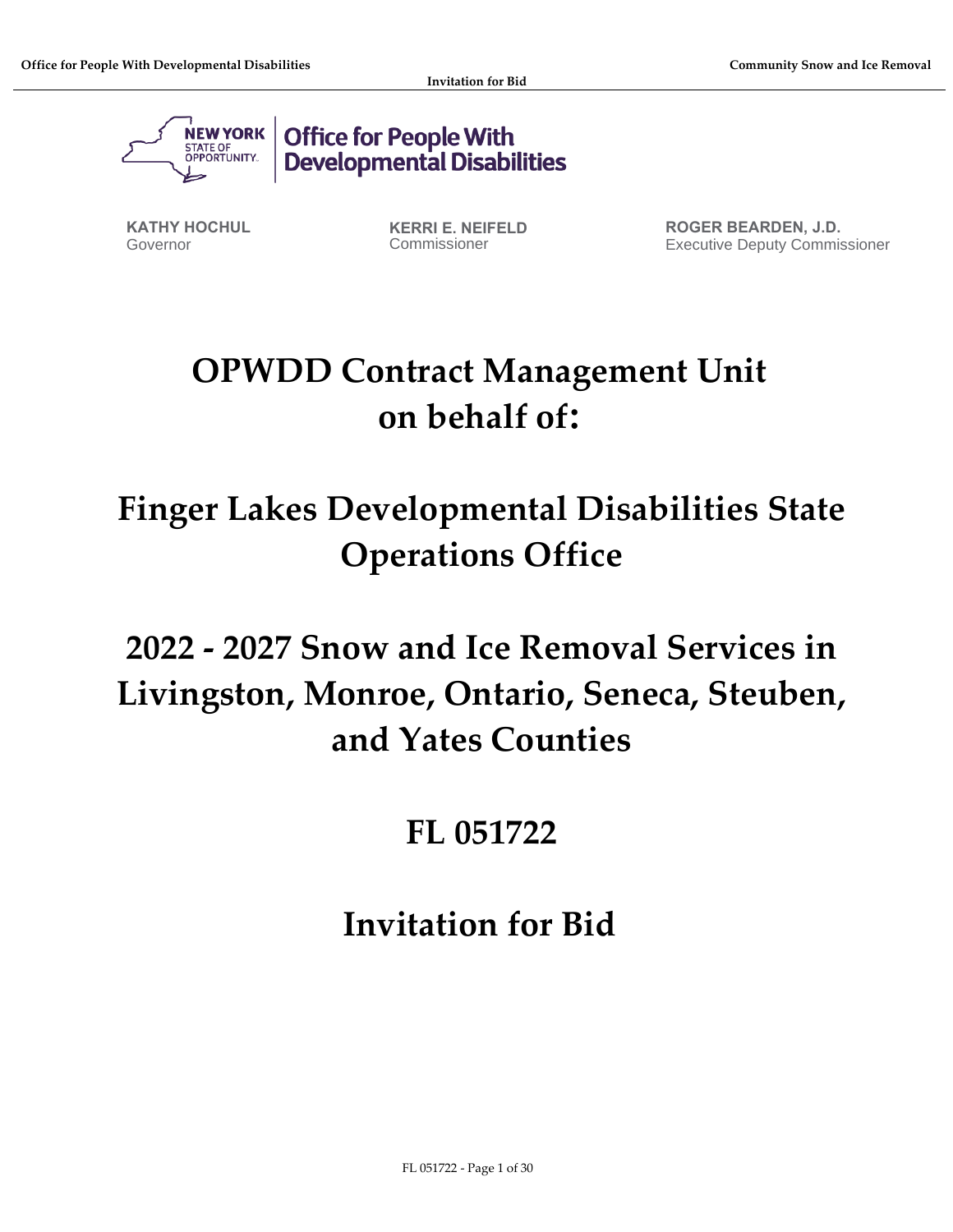**Office for People With Developmental Disabilities**

**KATHY HOCHUL**
Governor

**KERRI E. NEIFELD**
Commissioner

**ROGER BEARDEN, J.D.**
Executive Deputy Commissioner

# OPWDD Contract Management Unit on behalf of:

# Finger Lakes Developmental Disabilities State Operations Office

# 2022 - 2027 Snow and Ice Removal Services in Livingston, Monroe, Ontario, Seneca, Steuben, and Yates Counties

# FL 051722

# Invitation for Bid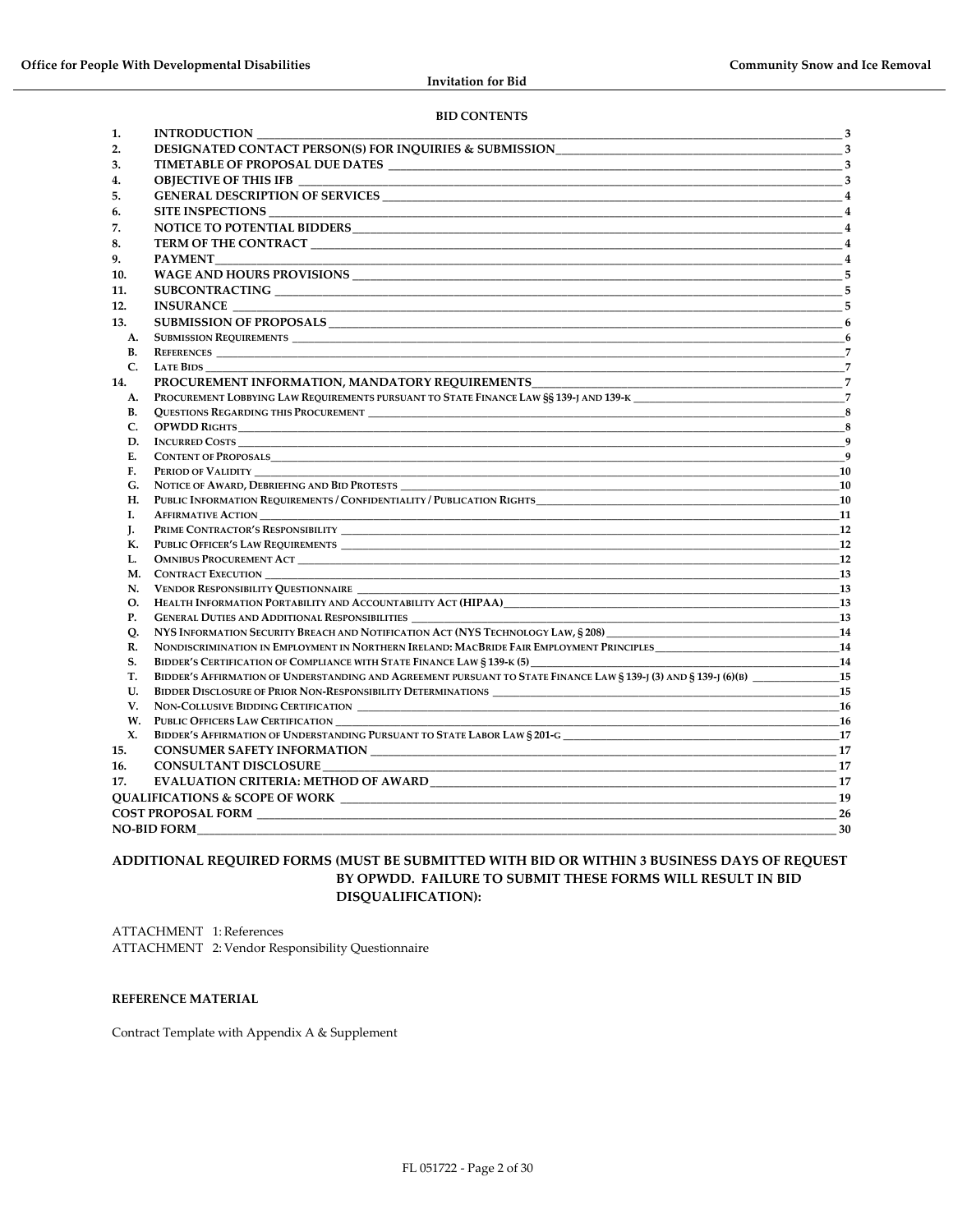## BID CONTENTS

| | | |
|---|---|---|
| 1. | INTRODUCTION | 3 |
| 2. | DESIGNATED CONTACT PERSON(S) FOR INQUIRIES & SUBMISSION | 3 |
| 3. | TIMETABLE OF PROPOSAL DUE DATES | 3 |
| 4. | OBJECTIVE OF THIS IFB | 3 |
| 5. | GENERAL DESCRIPTION OF SERVICES | 4 |
| 6. | SITE INSPECTIONS | 4 |
| 7. | NOTICE TO POTENTIAL BIDDERS | 4 |
| 8. | TERM OF THE CONTRACT | 4 |
| 9. | PAYMENT | 4 |
| 10. | WAGE AND HOURS PROVISIONS | 5 |
| 11. | SUBCONTRACTING | 5 |
| 12. | INSURANCE | 5 |
| 13. | SUBMISSION OF PROPOSALS | 6 |
| A. | SUBMISSION REQUIREMENTS | 6 |
| B. | REFERENCES | 7 |
| C. | LATE BIDS | 7 |
| 14. | PROCUREMENT INFORMATION, MANDATORY REQUIREMENTS | 7 |
| A. | PROCUREMENT LOBBYING LAW REQUIREMENTS PURSUANT TO STATE FINANCE LAW §§ 139-J AND 139-K | 7 |
| B. | QUESTIONS REGARDING THIS PROCUREMENT | 8 |
| C. | OPWDD RIGHTS | 8 |
| D. | INCURRED COSTS | 9 |
| E. | CONTENT OF PROPOSALS | 9 |
| F. | PERIOD OF VALIDITY | 10 |
| G. | NOTICE OF AWARD, DEBRIEFING AND BID PROTESTS | 10 |
| H. | PUBLIC INFORMATION REQUIREMENTS / CONFIDENTIALITY / PUBLICATION RIGHTS | 10 |
| I. | AFFIRMATIVE ACTION | 11 |
| J. | PRIME CONTRACTOR'S RESPONSIBILITY | 12 |
| K. | PUBLIC OFFICER'S LAW REQUIREMENTS | 12 |
| L. | OMNIBUS PROCUREMENT ACT | 12 |
| M. | CONTRACT EXECUTION | 13 |
| N. | VENDOR RESPONSIBILITY QUESTIONNAIRE | 13 |
| O. | HEALTH INFORMATION PORTABILITY AND ACCOUNTABILITY ACT (HIPAA) | 13 |
| P. | GENERAL DUTIES AND ADDITIONAL RESPONSIBILITIES | 13 |
| Q. | NYS INFORMATION SECURITY BREACH AND NOTIFICATION ACT (NYS TECHNOLOGY LAW, § 208) | 14 |
| R. | NONDISCRIMINATION IN EMPLOYMENT IN NORTHERN IRELAND: MACBRIDE FAIR EMPLOYMENT PRINCIPLES | 14 |
| S. | BIDDER'S CERTIFICATION OF COMPLIANCE WITH STATE FINANCE LAW § 139-K (5) | 14 |
| T. | BIDDER'S AFFIRMATION OF UNDERSTANDING AND AGREEMENT PURSUANT TO STATE FINANCE LAW § 139-J (3) AND § 139-J (6)(B) | 15 |
| U. | BIDDER DISCLOSURE OF PRIOR NON-RESPONSIBILITY DETERMINATIONS | 15 |
| V. | NON-COLLUSIVE BIDDING CERTIFICATION | 16 |
| W. | PUBLIC OFFICERS LAW CERTIFICATION | 16 |
| X. | BIDDER'S AFFIRMATION OF UNDERSTANDING PURSUANT TO STATE LABOR LAW § 201-G | 17 |
| 15. | CONSUMER SAFETY INFORMATION | 17 |
| 16. | CONSULTANT DISCLOSURE | 17 |
| 17. | EVALUATION CRITERIA: METHOD OF AWARD | 17 |
| | QUALIFICATIONS & SCOPE OF WORK | 19 |
| | COST PROPOSAL FORM | 26 |
| | NO-BID FORM | 30 |

**ADDITIONAL REQUIRED FORMS (MUST BE SUBMITTED WITH BID OR WITHIN 3 BUSINESS DAYS OF REQUEST BY OPWDD. FAILURE TO SUBMIT THESE FORMS WILL RESULT IN BID DISQUALIFICATION):**

ATTACHMENT 1: References
ATTACHMENT 2: Vendor Responsibility Questionnaire

**REFERENCE MATERIAL**

Contract Template with Appendix A & Supplement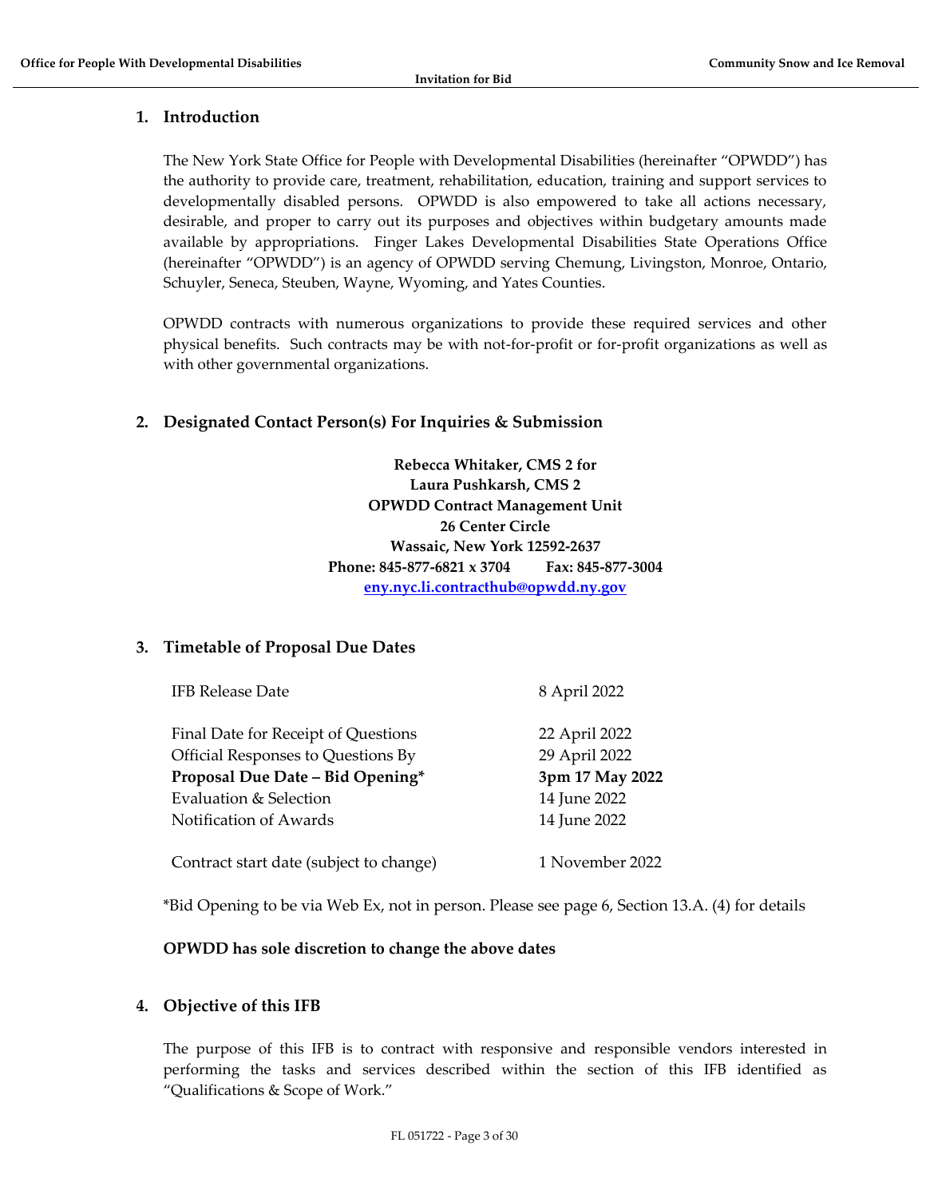## 1. Introduction

The New York State Office for People with Developmental Disabilities (hereinafter "OPWDD") has the authority to provide care, treatment, rehabilitation, education, training and support services to developmentally disabled persons. OPWDD is also empowered to take all actions necessary, desirable, and proper to carry out its purposes and objectives within budgetary amounts made available by appropriations. Finger Lakes Developmental Disabilities State Operations Office (hereinafter "OPWDD") is an agency of OPWDD serving Chemung, Livingston, Monroe, Ontario, Schuyler, Seneca, Steuben, Wayne, Wyoming, and Yates Counties.

OPWDD contracts with numerous organizations to provide these required services and other physical benefits. Such contracts may be with not-for-profit or for-profit organizations as well as with other governmental organizations.

## 2. Designated Contact Person(s) For Inquiries & Submission

**Rebecca Whitaker, CMS 2 for**
**Laura Pushkarsh, CMS 2**
**OPWDD Contract Management Unit**
**26 Center Circle**
**Wassaic, New York 12592-2637**
**Phone: 845-877-6821 x 3704 Fax: 845-877-3004**
**eny.nyc.li.contracthub@opwdd.ny.gov**

## 3. Timetable of Proposal Due Dates

| | |
|---|---|
| IFB Release Date | 8 April 2022 |
| Final Date for Receipt of Questions | 22 April 2022 |
| Official Responses to Questions By | 29 April 2022 |
| **Proposal Due Date – Bid Opening*** | **3pm 17 May 2022** |
| Evaluation & Selection | 14 June 2022 |
| Notification of Awards | 14 June 2022 |
| Contract start date (subject to change) | 1 November 2022 |

*Bid Opening to be via Web Ex, not in person. Please see page 6, Section 13.A. (4) for details

**OPWDD has sole discretion to change the above dates**

## 4. Objective of this IFB

The purpose of this IFB is to contract with responsive and responsible vendors interested in performing the tasks and services described within the section of this IFB identified as "Qualifications & Scope of Work."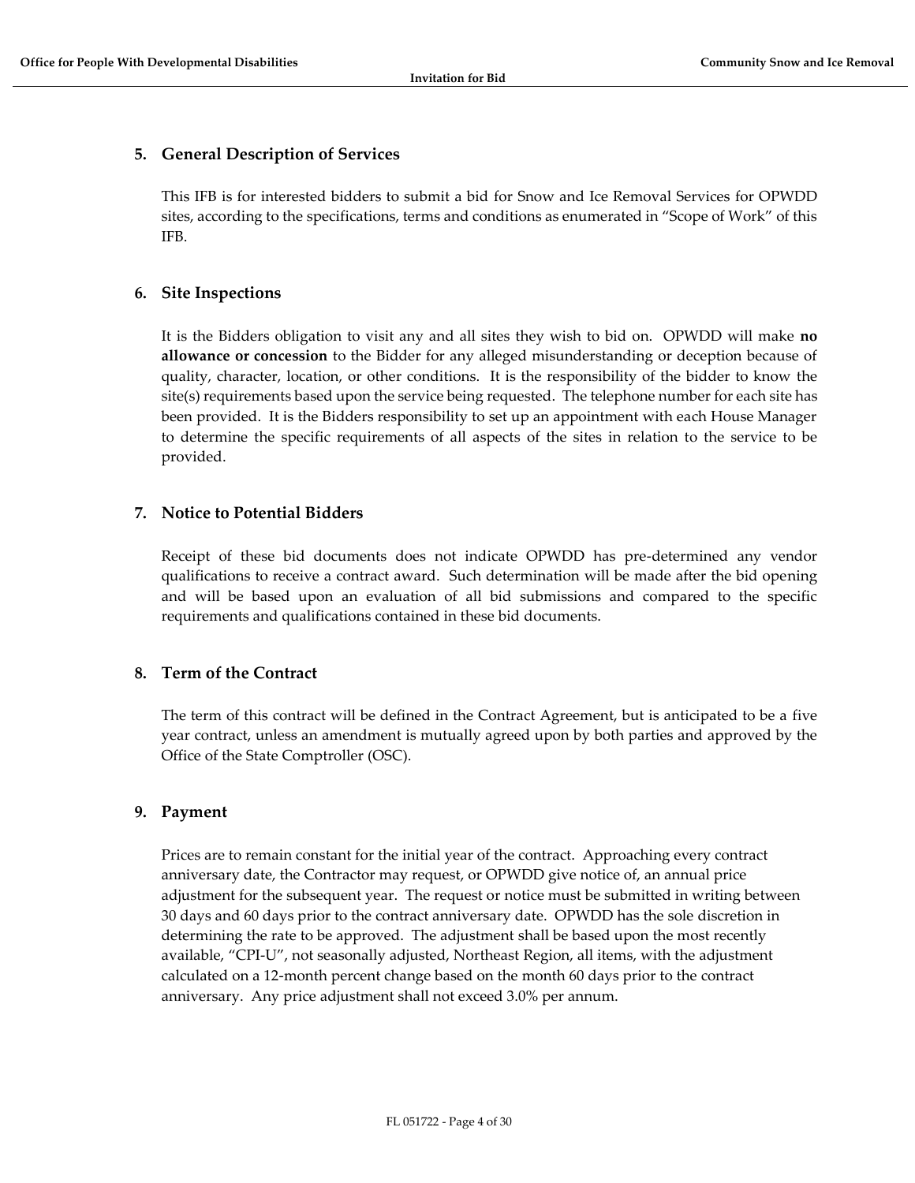## 5. General Description of Services

This IFB is for interested bidders to submit a bid for Snow and Ice Removal Services for OPWDD sites, according to the specifications, terms and conditions as enumerated in "Scope of Work" of this IFB.

## 6. Site Inspections

It is the Bidders obligation to visit any and all sites they wish to bid on. OPWDD will make **no allowance or concession** to the Bidder for any alleged misunderstanding or deception because of quality, character, location, or other conditions. It is the responsibility of the bidder to know the site(s) requirements based upon the service being requested. The telephone number for each site has been provided. It is the Bidders responsibility to set up an appointment with each House Manager to determine the specific requirements of all aspects of the sites in relation to the service to be provided.

## 7. Notice to Potential Bidders

Receipt of these bid documents does not indicate OPWDD has pre-determined any vendor qualifications to receive a contract award. Such determination will be made after the bid opening and will be based upon an evaluation of all bid submissions and compared to the specific requirements and qualifications contained in these bid documents.

## 8. Term of the Contract

The term of this contract will be defined in the Contract Agreement, but is anticipated to be a five year contract, unless an amendment is mutually agreed upon by both parties and approved by the Office of the State Comptroller (OSC).

## 9. Payment

Prices are to remain constant for the initial year of the contract. Approaching every contract anniversary date, the Contractor may request, or OPWDD give notice of, an annual price adjustment for the subsequent year. The request or notice must be submitted in writing between 30 days and 60 days prior to the contract anniversary date. OPWDD has the sole discretion in determining the rate to be approved. The adjustment shall be based upon the most recently available, "CPI-U", not seasonally adjusted, Northeast Region, all items, with the adjustment calculated on a 12-month percent change based on the month 60 days prior to the contract anniversary. Any price adjustment shall not exceed 3.0% per annum.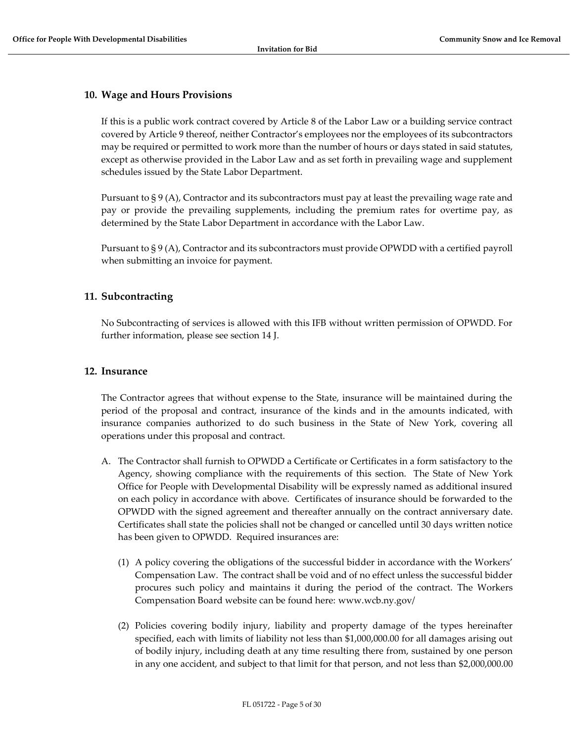## 10. Wage and Hours Provisions

If this is a public work contract covered by Article 8 of the Labor Law or a building service contract covered by Article 9 thereof, neither Contractor's employees nor the employees of its subcontractors may be required or permitted to work more than the number of hours or days stated in said statutes, except as otherwise provided in the Labor Law and as set forth in prevailing wage and supplement schedules issued by the State Labor Department.

Pursuant to § 9 (A), Contractor and its subcontractors must pay at least the prevailing wage rate and pay or provide the prevailing supplements, including the premium rates for overtime pay, as determined by the State Labor Department in accordance with the Labor Law.

Pursuant to § 9 (A), Contractor and its subcontractors must provide OPWDD with a certified payroll when submitting an invoice for payment.

## 11. Subcontracting

No Subcontracting of services is allowed with this IFB without written permission of OPWDD. For further information, please see section 14 J.

## 12. Insurance

The Contractor agrees that without expense to the State, insurance will be maintained during the period of the proposal and contract, insurance of the kinds and in the amounts indicated, with insurance companies authorized to do such business in the State of New York, covering all operations under this proposal and contract.

A. The Contractor shall furnish to OPWDD a Certificate or Certificates in a form satisfactory to the Agency, showing compliance with the requirements of this section. The State of New York Office for People with Developmental Disability will be expressly named as additional insured on each policy in accordance with above. Certificates of insurance should be forwarded to the OPWDD with the signed agreement and thereafter annually on the contract anniversary date. Certificates shall state the policies shall not be changed or cancelled until 30 days written notice has been given to OPWDD. Required insurances are:

   (1) A policy covering the obligations of the successful bidder in accordance with the Workers' Compensation Law. The contract shall be void and of no effect unless the successful bidder procures such policy and maintains it during the period of the contract. The Workers Compensation Board website can be found here: www.wcb.ny.gov/

   (2) Policies covering bodily injury, liability and property damage of the types hereinafter specified, each with limits of liability not less than $1,000,000.00 for all damages arising out of bodily injury, including death at any time resulting there from, sustained by one person in any one accident, and subject to that limit for that person, and not less than $2,000,000.00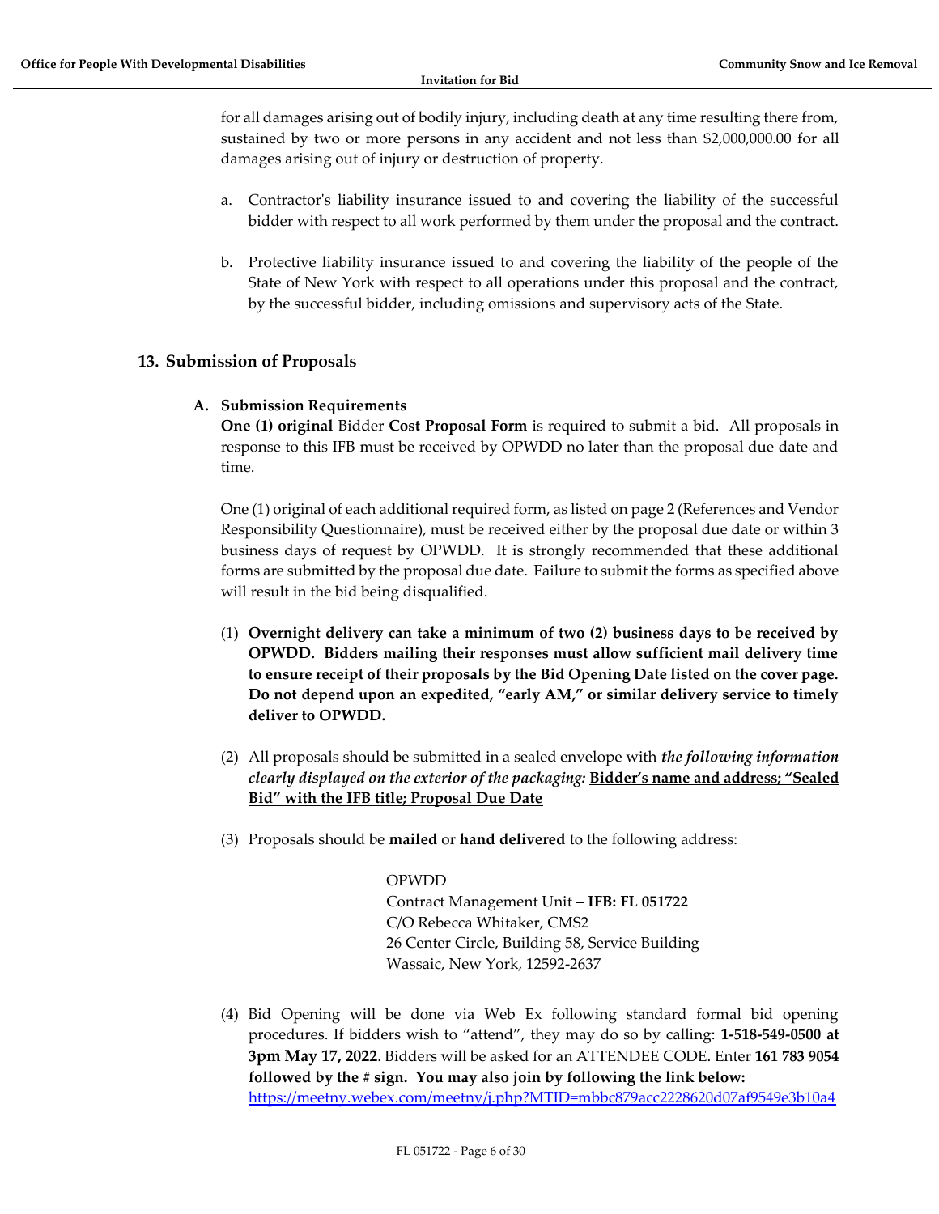for all damages arising out of bodily injury, including death at any time resulting there from, sustained by two or more persons in any accident and not less than $2,000,000.00 for all damages arising out of injury or destruction of property.

a. Contractor's liability insurance issued to and covering the liability of the successful bidder with respect to all work performed by them under the proposal and the contract.

b. Protective liability insurance issued to and covering the liability of the people of the State of New York with respect to all operations under this proposal and the contract, by the successful bidder, including omissions and supervisory acts of the State.

## 13. Submission of Proposals

### A. Submission Requirements

**One (1) original** Bidder **Cost Proposal Form** is required to submit a bid. All proposals in response to this IFB must be received by OPWDD no later than the proposal due date and time.

One (1) original of each additional required form, as listed on page 2 (References and Vendor Responsibility Questionnaire), must be received either by the proposal due date or within 3 business days of request by OPWDD. It is strongly recommended that these additional forms are submitted by the proposal due date. Failure to submit the forms as specified above will result in the bid being disqualified.

(1) **Overnight delivery can take a minimum of two (2) business days to be received by OPWDD. Bidders mailing their responses must allow sufficient mail delivery time to ensure receipt of their proposals by the Bid Opening Date listed on the cover page. Do not depend upon an expedited, "early AM," or similar delivery service to timely deliver to OPWDD.**

(2) All proposals should be submitted in a sealed envelope with ***the following information clearly displayed on the exterior of the packaging:*** **Bidder's name and address; "Sealed Bid" with the IFB title; Proposal Due Date**

(3) Proposals should be **mailed** or **hand delivered** to the following address:

OPWDD
Contract Management Unit – **IFB: FL 051722**
C/O Rebecca Whitaker, CMS2
26 Center Circle, Building 58, Service Building
Wassaic, New York, 12592-2637

(4) Bid Opening will be done via Web Ex following standard formal bid opening procedures. If bidders wish to "attend", they may do so by calling: **1-518-549-0500 at 3pm May 17, 2022**. Bidders will be asked for an ATTENDEE CODE. Enter **161 783 9054 followed by the # sign. You may also join by following the link below:**
https://meetny.webex.com/meetny/j.php?MTID=mbbc879acc2228620d07af9549e3b10a4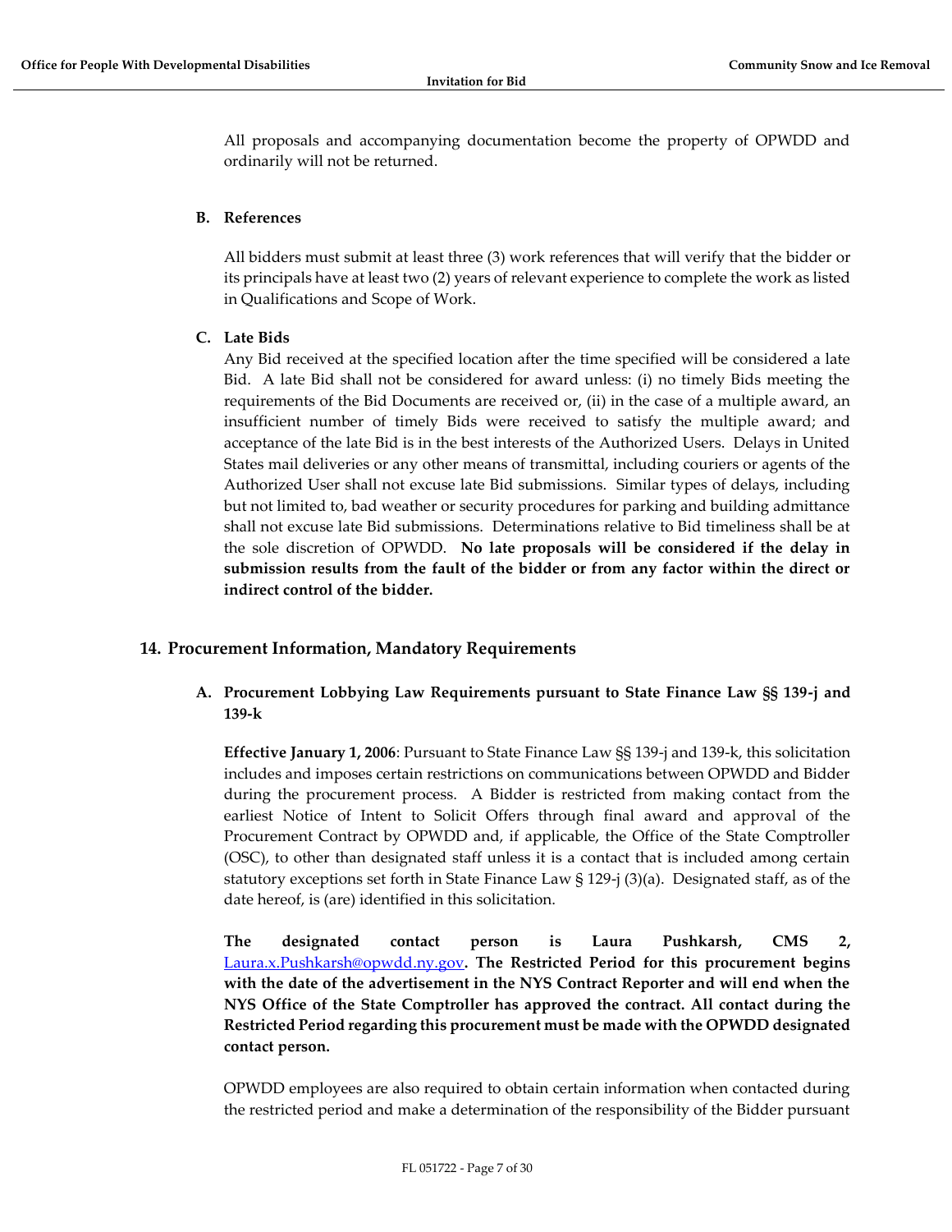All proposals and accompanying documentation become the property of OPWDD and ordinarily will not be returned.

### B. References

All bidders must submit at least three (3) work references that will verify that the bidder or its principals have at least two (2) years of relevant experience to complete the work as listed in Qualifications and Scope of Work.

### C. Late Bids

Any Bid received at the specified location after the time specified will be considered a late Bid. A late Bid shall not be considered for award unless: (i) no timely Bids meeting the requirements of the Bid Documents are received or, (ii) in the case of a multiple award, an insufficient number of timely Bids were received to satisfy the multiple award; and acceptance of the late Bid is in the best interests of the Authorized Users. Delays in United States mail deliveries or any other means of transmittal, including couriers or agents of the Authorized User shall not excuse late Bid submissions. Similar types of delays, including but not limited to, bad weather or security procedures for parking and building admittance shall not excuse late Bid submissions. Determinations relative to Bid timeliness shall be at the sole discretion of OPWDD. **No late proposals will be considered if the delay in submission results from the fault of the bidder or from any factor within the direct or indirect control of the bidder.**

## 14. Procurement Information, Mandatory Requirements

### A. Procurement Lobbying Law Requirements pursuant to State Finance Law §§ 139-j and 139-k

**Effective January 1, 2006**: Pursuant to State Finance Law §§ 139-j and 139-k, this solicitation includes and imposes certain restrictions on communications between OPWDD and Bidder during the procurement process. A Bidder is restricted from making contact from the earliest Notice of Intent to Solicit Offers through final award and approval of the Procurement Contract by OPWDD and, if applicable, the Office of the State Comptroller (OSC), to other than designated staff unless it is a contact that is included among certain statutory exceptions set forth in State Finance Law § 129-j (3)(a). Designated staff, as of the date hereof, is (are) identified in this solicitation.

**The designated contact person is Laura Pushkarsh, CMS 2,** [Laura.x.Pushkarsh@opwdd.ny.gov](mailto:Laura.x.Pushkarsh@opwdd.ny.gov)**. The Restricted Period for this procurement begins with the date of the advertisement in the NYS Contract Reporter and will end when the NYS Office of the State Comptroller has approved the contract. All contact during the Restricted Period regarding this procurement must be made with the OPWDD designated contact person.**

OPWDD employees are also required to obtain certain information when contacted during the restricted period and make a determination of the responsibility of the Bidder pursuant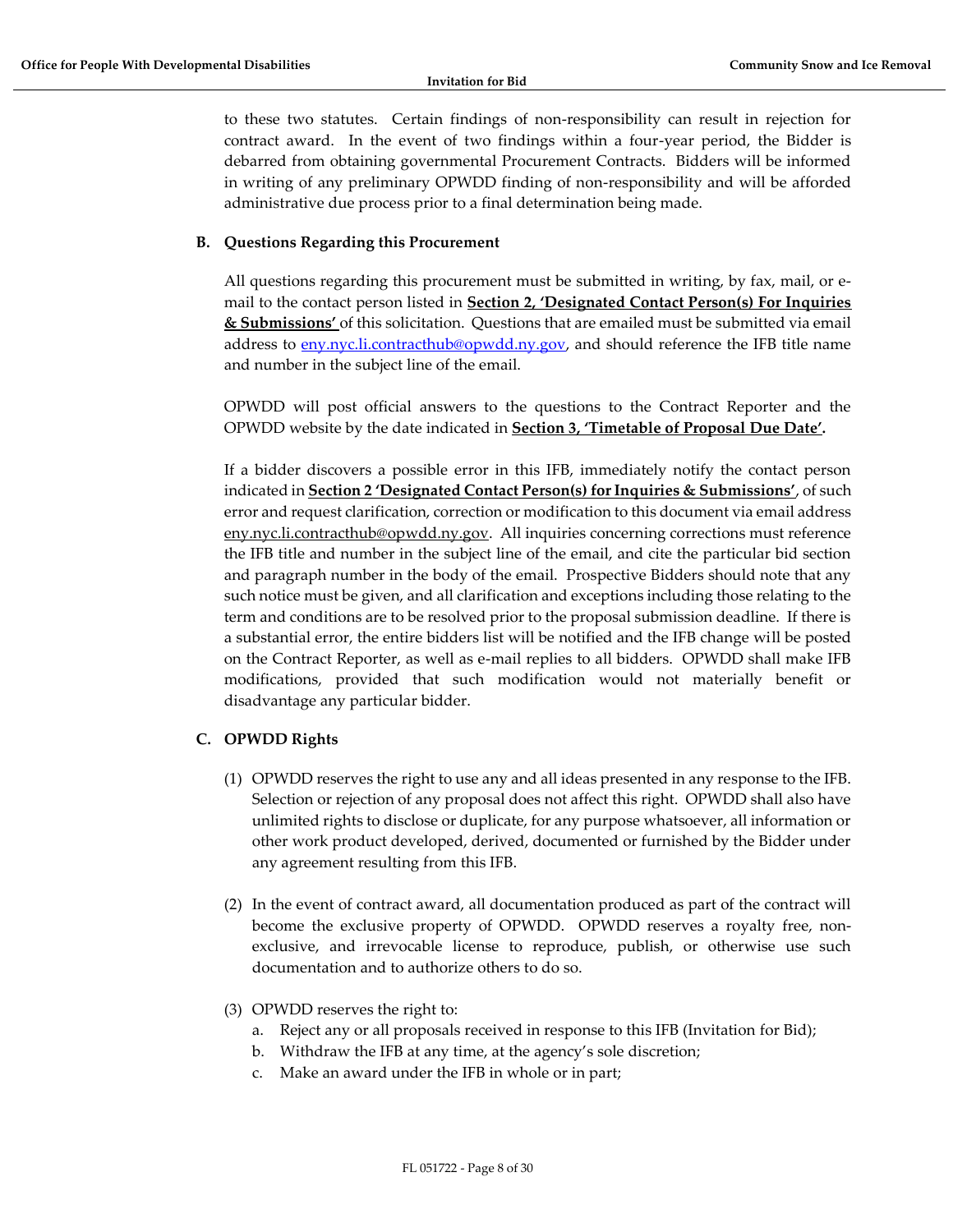to these two statutes. Certain findings of non-responsibility can result in rejection for contract award. In the event of two findings within a four-year period, the Bidder is debarred from obtaining governmental Procurement Contracts. Bidders will be informed in writing of any preliminary OPWDD finding of non-responsibility and will be afforded administrative due process prior to a final determination being made.

### B. Questions Regarding this Procurement

All questions regarding this procurement must be submitted in writing, by fax, mail, or e-mail to the contact person listed in **Section 2, 'Designated Contact Person(s) For Inquiries & Submissions'** of this solicitation. Questions that are emailed must be submitted via email address to eny.nyc.li.contracthub@opwdd.ny.gov, and should reference the IFB title name and number in the subject line of the email.

OPWDD will post official answers to the questions to the Contract Reporter and the OPWDD website by the date indicated in **Section 3, 'Timetable of Proposal Due Date'.**

If a bidder discovers a possible error in this IFB, immediately notify the contact person indicated in **Section 2 'Designated Contact Person(s) for Inquiries & Submissions'**, of such error and request clarification, correction or modification to this document via email address eny.nyc.li.contracthub@opwdd.ny.gov. All inquiries concerning corrections must reference the IFB title and number in the subject line of the email, and cite the particular bid section and paragraph number in the body of the email. Prospective Bidders should note that any such notice must be given, and all clarification and exceptions including those relating to the term and conditions are to be resolved prior to the proposal submission deadline. If there is a substantial error, the entire bidders list will be notified and the IFB change will be posted on the Contract Reporter, as well as e-mail replies to all bidders. OPWDD shall make IFB modifications, provided that such modification would not materially benefit or disadvantage any particular bidder.

### C. OPWDD Rights

(1) OPWDD reserves the right to use any and all ideas presented in any response to the IFB. Selection or rejection of any proposal does not affect this right. OPWDD shall also have unlimited rights to disclose or duplicate, for any purpose whatsoever, all information or other work product developed, derived, documented or furnished by the Bidder under any agreement resulting from this IFB.

(2) In the event of contract award, all documentation produced as part of the contract will become the exclusive property of OPWDD. OPWDD reserves a royalty free, non-exclusive, and irrevocable license to reproduce, publish, or otherwise use such documentation and to authorize others to do so.

(3) OPWDD reserves the right to:

   a. Reject any or all proposals received in response to this IFB (Invitation for Bid);
   b. Withdraw the IFB at any time, at the agency's sole discretion;
   c. Make an award under the IFB in whole or in part;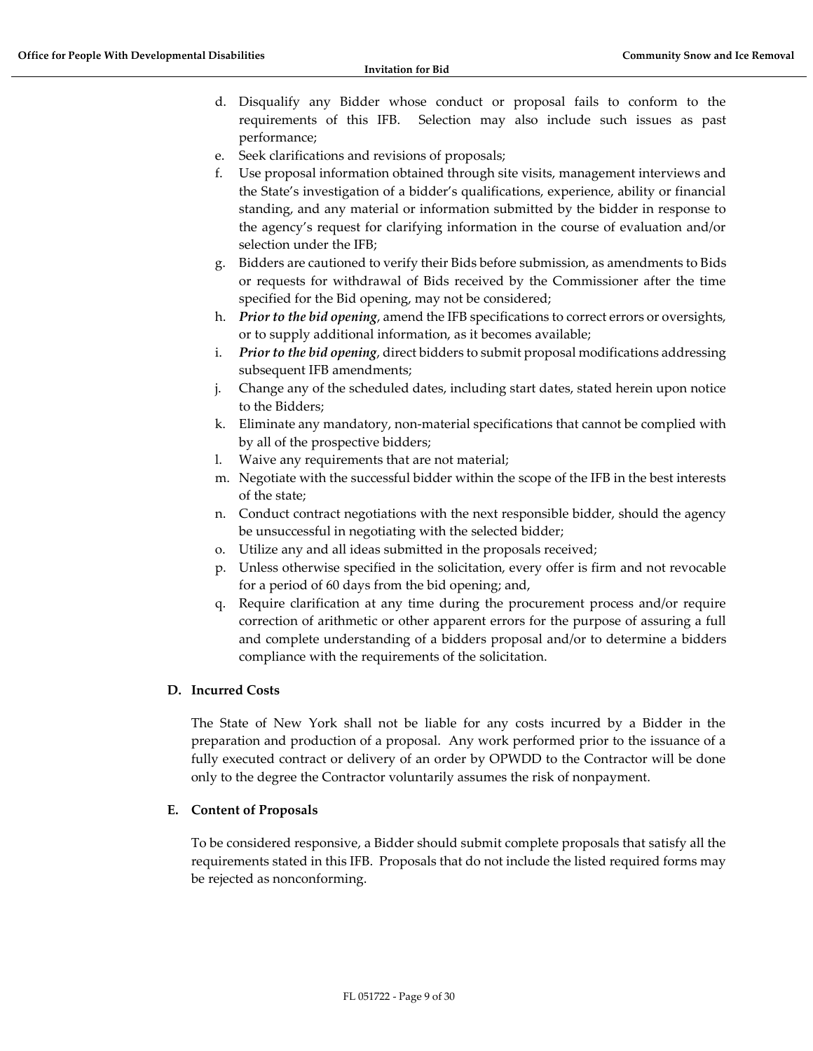d. Disqualify any Bidder whose conduct or proposal fails to conform to the requirements of this IFB. Selection may also include such issues as past performance;
e. Seek clarifications and revisions of proposals;
f. Use proposal information obtained through site visits, management interviews and the State's investigation of a bidder's qualifications, experience, ability or financial standing, and any material or information submitted by the bidder in response to the agency's request for clarifying information in the course of evaluation and/or selection under the IFB;
g. Bidders are cautioned to verify their Bids before submission, as amendments to Bids or requests for withdrawal of Bids received by the Commissioner after the time specified for the Bid opening, may not be considered;
h. ***Prior to the bid opening***, amend the IFB specifications to correct errors or oversights, or to supply additional information, as it becomes available;
i. ***Prior to the bid opening***, direct bidders to submit proposal modifications addressing subsequent IFB amendments;
j. Change any of the scheduled dates, including start dates, stated herein upon notice to the Bidders;
k. Eliminate any mandatory, non-material specifications that cannot be complied with by all of the prospective bidders;
l. Waive any requirements that are not material;
m. Negotiate with the successful bidder within the scope of the IFB in the best interests of the state;
n. Conduct contract negotiations with the next responsible bidder, should the agency be unsuccessful in negotiating with the selected bidder;
o. Utilize any and all ideas submitted in the proposals received;
p. Unless otherwise specified in the solicitation, every offer is firm and not revocable for a period of 60 days from the bid opening; and,
q. Require clarification at any time during the procurement process and/or require correction of arithmetic or other apparent errors for the purpose of assuring a full and complete understanding of a bidders proposal and/or to determine a bidders compliance with the requirements of the solicitation.

### D. Incurred Costs

The State of New York shall not be liable for any costs incurred by a Bidder in the preparation and production of a proposal. Any work performed prior to the issuance of a fully executed contract or delivery of an order by OPWDD to the Contractor will be done only to the degree the Contractor voluntarily assumes the risk of nonpayment.

### E. Content of Proposals

To be considered responsive, a Bidder should submit complete proposals that satisfy all the requirements stated in this IFB. Proposals that do not include the listed required forms may be rejected as nonconforming.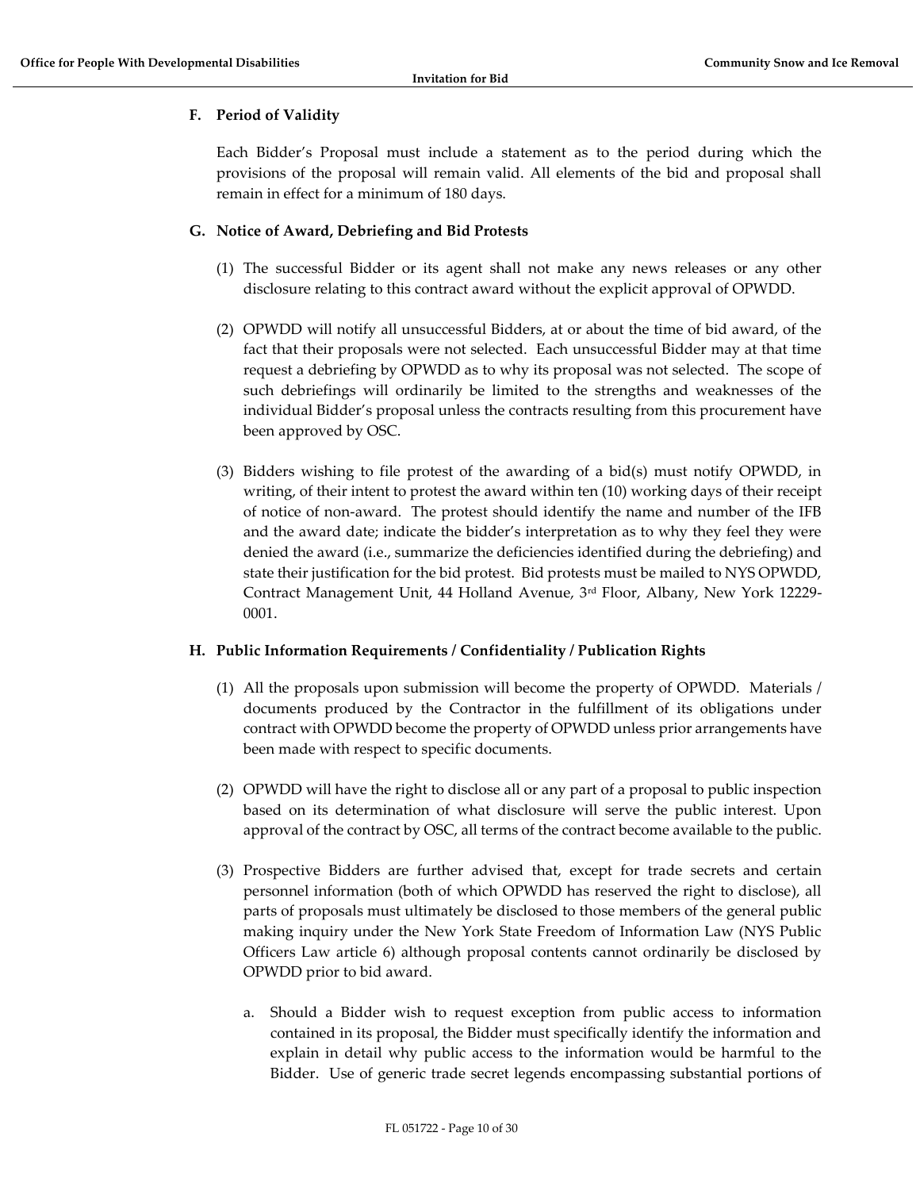### F. Period of Validity

Each Bidder's Proposal must include a statement as to the period during which the provisions of the proposal will remain valid. All elements of the bid and proposal shall remain in effect for a minimum of 180 days.

### G. Notice of Award, Debriefing and Bid Protests

(1) The successful Bidder or its agent shall not make any news releases or any other disclosure relating to this contract award without the explicit approval of OPWDD.

(2) OPWDD will notify all unsuccessful Bidders, at or about the time of bid award, of the fact that their proposals were not selected. Each unsuccessful Bidder may at that time request a debriefing by OPWDD as to why its proposal was not selected. The scope of such debriefings will ordinarily be limited to the strengths and weaknesses of the individual Bidder's proposal unless the contracts resulting from this procurement have been approved by OSC.

(3) Bidders wishing to file protest of the awarding of a bid(s) must notify OPWDD, in writing, of their intent to protest the award within ten (10) working days of their receipt of notice of non-award. The protest should identify the name and number of the IFB and the award date; indicate the bidder's interpretation as to why they feel they were denied the award (i.e., summarize the deficiencies identified during the debriefing) and state their justification for the bid protest. Bid protests must be mailed to NYS OPWDD, Contract Management Unit, 44 Holland Avenue, 3rd Floor, Albany, New York 12229-0001.

### H. Public Information Requirements / Confidentiality / Publication Rights

(1) All the proposals upon submission will become the property of OPWDD. Materials / documents produced by the Contractor in the fulfillment of its obligations under contract with OPWDD become the property of OPWDD unless prior arrangements have been made with respect to specific documents.

(2) OPWDD will have the right to disclose all or any part of a proposal to public inspection based on its determination of what disclosure will serve the public interest. Upon approval of the contract by OSC, all terms of the contract become available to the public.

(3) Prospective Bidders are further advised that, except for trade secrets and certain personnel information (both of which OPWDD has reserved the right to disclose), all parts of proposals must ultimately be disclosed to those members of the general public making inquiry under the New York State Freedom of Information Law (NYS Public Officers Law article 6) although proposal contents cannot ordinarily be disclosed by OPWDD prior to bid award.

   a. Should a Bidder wish to request exception from public access to information contained in its proposal, the Bidder must specifically identify the information and explain in detail why public access to the information would be harmful to the Bidder. Use of generic trade secret legends encompassing substantial portions of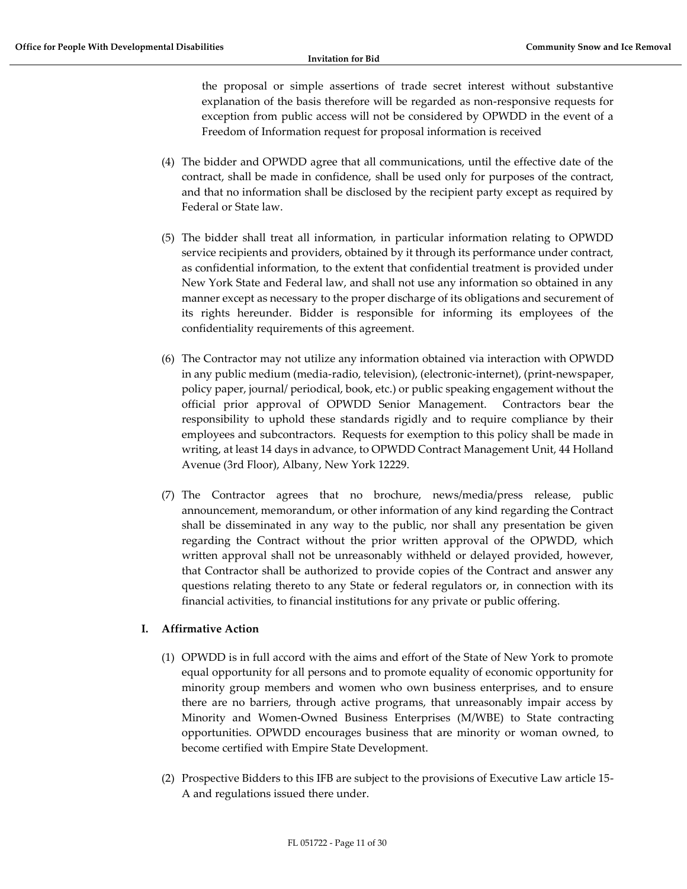the proposal or simple assertions of trade secret interest without substantive explanation of the basis therefore will be regarded as non-responsive requests for exception from public access will not be considered by OPWDD in the event of a Freedom of Information request for proposal information is received

(4) The bidder and OPWDD agree that all communications, until the effective date of the contract, shall be made in confidence, shall be used only for purposes of the contract, and that no information shall be disclosed by the recipient party except as required by Federal or State law.

(5) The bidder shall treat all information, in particular information relating to OPWDD service recipients and providers, obtained by it through its performance under contract, as confidential information, to the extent that confidential treatment is provided under New York State and Federal law, and shall not use any information so obtained in any manner except as necessary to the proper discharge of its obligations and securement of its rights hereunder. Bidder is responsible for informing its employees of the confidentiality requirements of this agreement.

(6) The Contractor may not utilize any information obtained via interaction with OPWDD in any public medium (media-radio, television), (electronic-internet), (print-newspaper, policy paper, journal/ periodical, book, etc.) or public speaking engagement without the official prior approval of OPWDD Senior Management. Contractors bear the responsibility to uphold these standards rigidly and to require compliance by their employees and subcontractors. Requests for exemption to this policy shall be made in writing, at least 14 days in advance, to OPWDD Contract Management Unit, 44 Holland Avenue (3rd Floor), Albany, New York 12229.

(7) The Contractor agrees that no brochure, news/media/press release, public announcement, memorandum, or other information of any kind regarding the Contract shall be disseminated in any way to the public, nor shall any presentation be given regarding the Contract without the prior written approval of the OPWDD, which written approval shall not be unreasonably withheld or delayed provided, however, that Contractor shall be authorized to provide copies of the Contract and answer any questions relating thereto to any State or federal regulators or, in connection with its financial activities, to financial institutions for any private or public offering.

## I. Affirmative Action

(1) OPWDD is in full accord with the aims and effort of the State of New York to promote equal opportunity for all persons and to promote equality of economic opportunity for minority group members and women who own business enterprises, and to ensure there are no barriers, through active programs, that unreasonably impair access by Minority and Women-Owned Business Enterprises (M/WBE) to State contracting opportunities. OPWDD encourages business that are minority or woman owned, to become certified with Empire State Development.

(2) Prospective Bidders to this IFB are subject to the provisions of Executive Law article 15-A and regulations issued there under.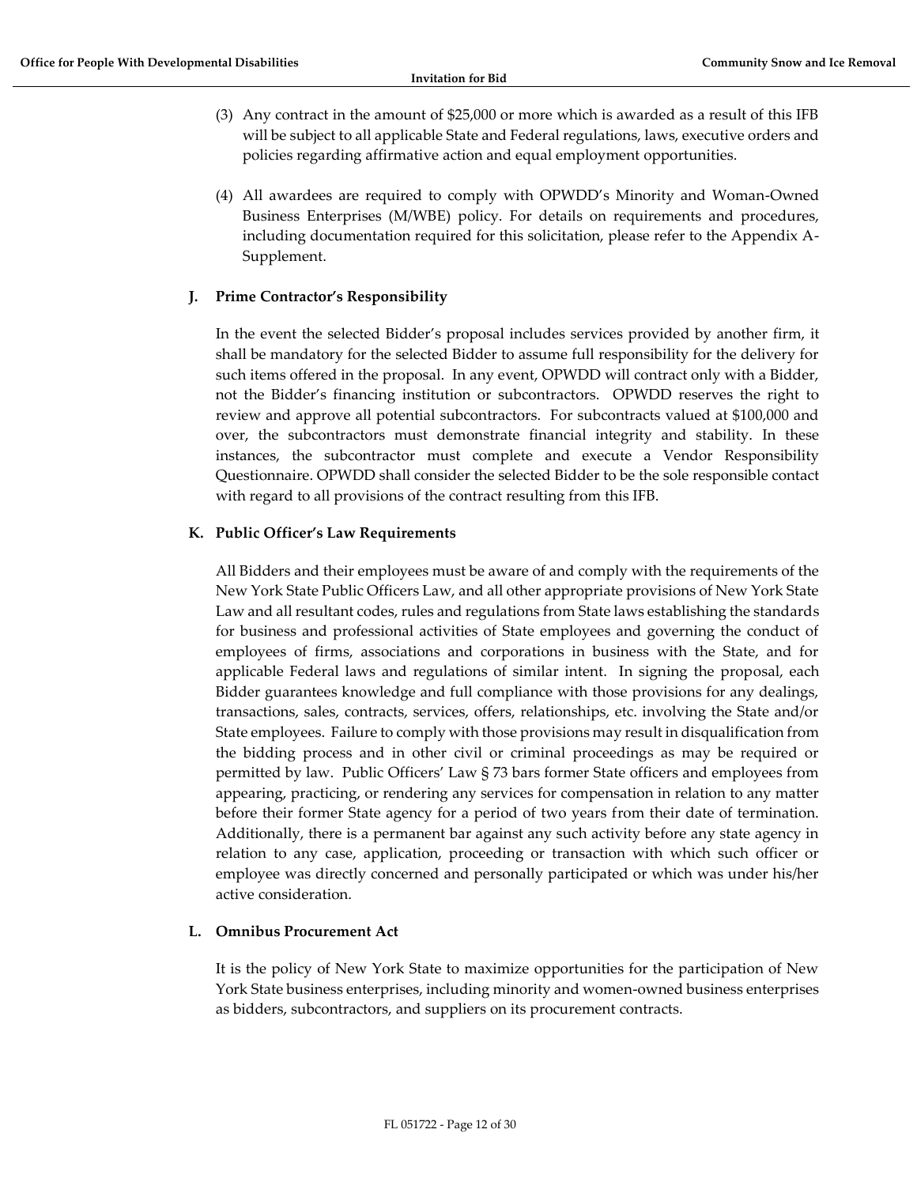(3) Any contract in the amount of $25,000 or more which is awarded as a result of this IFB will be subject to all applicable State and Federal regulations, laws, executive orders and policies regarding affirmative action and equal employment opportunities.

(4) All awardees are required to comply with OPWDD's Minority and Woman-Owned Business Enterprises (M/WBE) policy. For details on requirements and procedures, including documentation required for this solicitation, please refer to the Appendix A-Supplement.

**J. Prime Contractor's Responsibility**

In the event the selected Bidder's proposal includes services provided by another firm, it shall be mandatory for the selected Bidder to assume full responsibility for the delivery for such items offered in the proposal. In any event, OPWDD will contract only with a Bidder, not the Bidder's financing institution or subcontractors. OPWDD reserves the right to review and approve all potential subcontractors. For subcontracts valued at $100,000 and over, the subcontractors must demonstrate financial integrity and stability. In these instances, the subcontractor must complete and execute a Vendor Responsibility Questionnaire. OPWDD shall consider the selected Bidder to be the sole responsible contact with regard to all provisions of the contract resulting from this IFB.

**K. Public Officer's Law Requirements**

All Bidders and their employees must be aware of and comply with the requirements of the New York State Public Officers Law, and all other appropriate provisions of New York State Law and all resultant codes, rules and regulations from State laws establishing the standards for business and professional activities of State employees and governing the conduct of employees of firms, associations and corporations in business with the State, and for applicable Federal laws and regulations of similar intent. In signing the proposal, each Bidder guarantees knowledge and full compliance with those provisions for any dealings, transactions, sales, contracts, services, offers, relationships, etc. involving the State and/or State employees. Failure to comply with those provisions may result in disqualification from the bidding process and in other civil or criminal proceedings as may be required or permitted by law. Public Officers' Law § 73 bars former State officers and employees from appearing, practicing, or rendering any services for compensation in relation to any matter before their former State agency for a period of two years from their date of termination. Additionally, there is a permanent bar against any such activity before any state agency in relation to any case, application, proceeding or transaction with which such officer or employee was directly concerned and personally participated or which was under his/her active consideration.

**L. Omnibus Procurement Act**

It is the policy of New York State to maximize opportunities for the participation of New York State business enterprises, including minority and women-owned business enterprises as bidders, subcontractors, and suppliers on its procurement contracts.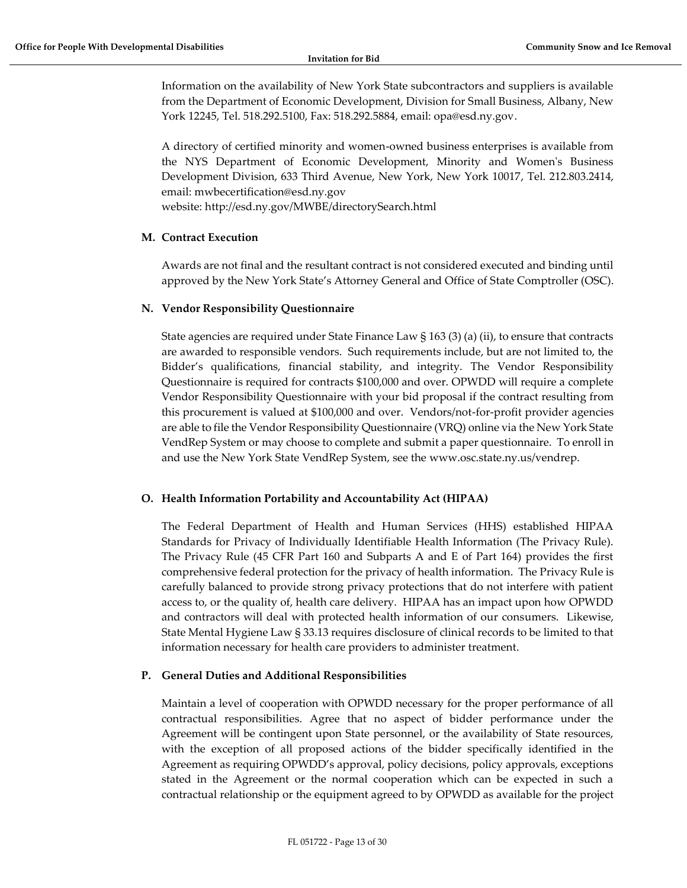Information on the availability of New York State subcontractors and suppliers is available from the Department of Economic Development, Division for Small Business, Albany, New York 12245, Tel. 518.292.5100, Fax: 518.292.5884, email: opa@esd.ny.gov.

A directory of certified minority and women-owned business enterprises is available from the NYS Department of Economic Development, Minority and Women's Business Development Division, 633 Third Avenue, New York, New York 10017, Tel. 212.803.2414, email: mwbecertification@esd.ny.gov
website: http://esd.ny.gov/MWBE/directorySearch.html

**M. Contract Execution**

Awards are not final and the resultant contract is not considered executed and binding until approved by the New York State's Attorney General and Office of State Comptroller (OSC).

**N. Vendor Responsibility Questionnaire**

State agencies are required under State Finance Law § 163 (3) (a) (ii), to ensure that contracts are awarded to responsible vendors. Such requirements include, but are not limited to, the Bidder's qualifications, financial stability, and integrity. The Vendor Responsibility Questionnaire is required for contracts $100,000 and over. OPWDD will require a complete Vendor Responsibility Questionnaire with your bid proposal if the contract resulting from this procurement is valued at $100,000 and over. Vendors/not-for-profit provider agencies are able to file the Vendor Responsibility Questionnaire (VRQ) online via the New York State VendRep System or may choose to complete and submit a paper questionnaire. To enroll in and use the New York State VendRep System, see the www.osc.state.ny.us/vendrep.

**O. Health Information Portability and Accountability Act (HIPAA)**

The Federal Department of Health and Human Services (HHS) established HIPAA Standards for Privacy of Individually Identifiable Health Information (The Privacy Rule). The Privacy Rule (45 CFR Part 160 and Subparts A and E of Part 164) provides the first comprehensive federal protection for the privacy of health information. The Privacy Rule is carefully balanced to provide strong privacy protections that do not interfere with patient access to, or the quality of, health care delivery. HIPAA has an impact upon how OPWDD and contractors will deal with protected health information of our consumers. Likewise, State Mental Hygiene Law § 33.13 requires disclosure of clinical records to be limited to that information necessary for health care providers to administer treatment.

**P. General Duties and Additional Responsibilities**

Maintain a level of cooperation with OPWDD necessary for the proper performance of all contractual responsibilities. Agree that no aspect of bidder performance under the Agreement will be contingent upon State personnel, or the availability of State resources, with the exception of all proposed actions of the bidder specifically identified in the Agreement as requiring OPWDD's approval, policy decisions, policy approvals, exceptions stated in the Agreement or the normal cooperation which can be expected in such a contractual relationship or the equipment agreed to by OPWDD as available for the project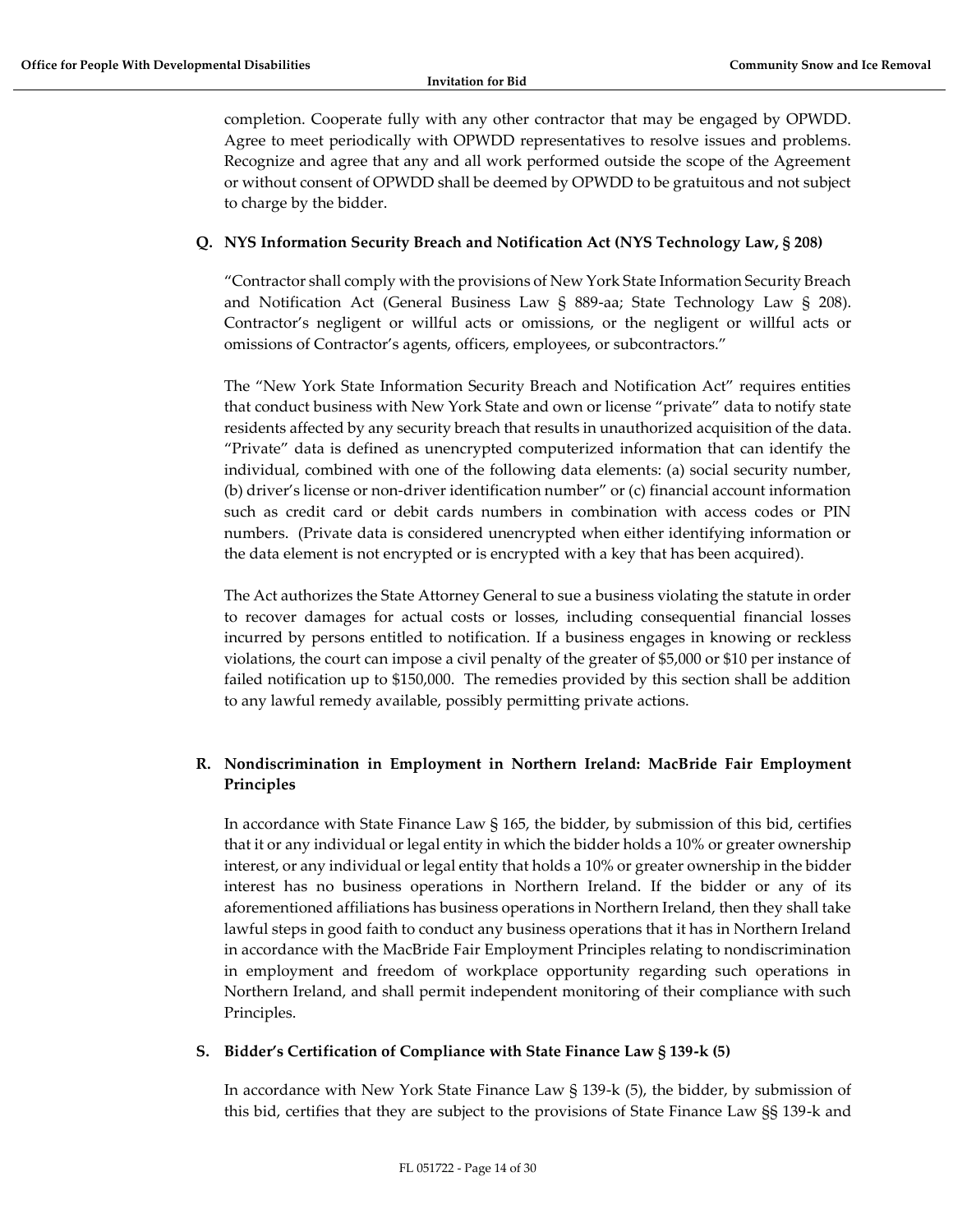completion. Cooperate fully with any other contractor that may be engaged by OPWDD. Agree to meet periodically with OPWDD representatives to resolve issues and problems. Recognize and agree that any and all work performed outside the scope of the Agreement or without consent of OPWDD shall be deemed by OPWDD to be gratuitous and not subject to charge by the bidder.

**Q. NYS Information Security Breach and Notification Act (NYS Technology Law, § 208)**

"Contractor shall comply with the provisions of New York State Information Security Breach and Notification Act (General Business Law § 889-aa; State Technology Law § 208). Contractor's negligent or willful acts or omissions, or the negligent or willful acts or omissions of Contractor's agents, officers, employees, or subcontractors."

The "New York State Information Security Breach and Notification Act" requires entities that conduct business with New York State and own or license "private" data to notify state residents affected by any security breach that results in unauthorized acquisition of the data. "Private" data is defined as unencrypted computerized information that can identify the individual, combined with one of the following data elements: (a) social security number, (b) driver's license or non-driver identification number" or (c) financial account information such as credit card or debit cards numbers in combination with access codes or PIN numbers. (Private data is considered unencrypted when either identifying information or the data element is not encrypted or is encrypted with a key that has been acquired).

The Act authorizes the State Attorney General to sue a business violating the statute in order to recover damages for actual costs or losses, including consequential financial losses incurred by persons entitled to notification. If a business engages in knowing or reckless violations, the court can impose a civil penalty of the greater of $5,000 or $10 per instance of failed notification up to $150,000. The remedies provided by this section shall be addition to any lawful remedy available, possibly permitting private actions.

**R. Nondiscrimination in Employment in Northern Ireland: MacBride Fair Employment Principles**

In accordance with State Finance Law § 165, the bidder, by submission of this bid, certifies that it or any individual or legal entity in which the bidder holds a 10% or greater ownership interest, or any individual or legal entity that holds a 10% or greater ownership in the bidder interest has no business operations in Northern Ireland. If the bidder or any of its aforementioned affiliations has business operations in Northern Ireland, then they shall take lawful steps in good faith to conduct any business operations that it has in Northern Ireland in accordance with the MacBride Fair Employment Principles relating to nondiscrimination in employment and freedom of workplace opportunity regarding such operations in Northern Ireland, and shall permit independent monitoring of their compliance with such Principles.

**S. Bidder's Certification of Compliance with State Finance Law § 139-k (5)**

In accordance with New York State Finance Law § 139-k (5), the bidder, by submission of this bid, certifies that they are subject to the provisions of State Finance Law §§ 139-k and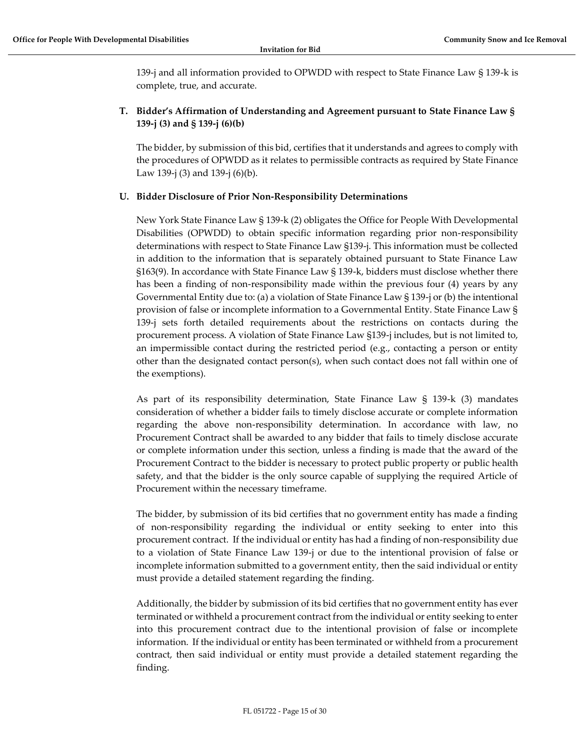139-j and all information provided to OPWDD with respect to State Finance Law § 139-k is complete, true, and accurate.

### T. Bidder's Affirmation of Understanding and Agreement pursuant to State Finance Law § 139-j (3) and § 139-j (6)(b)

The bidder, by submission of this bid, certifies that it understands and agrees to comply with the procedures of OPWDD as it relates to permissible contracts as required by State Finance Law 139-j (3) and 139-j (6)(b).

### U. Bidder Disclosure of Prior Non-Responsibility Determinations

New York State Finance Law § 139-k (2) obligates the Office for People With Developmental Disabilities (OPWDD) to obtain specific information regarding prior non-responsibility determinations with respect to State Finance Law §139-j. This information must be collected in addition to the information that is separately obtained pursuant to State Finance Law §163(9). In accordance with State Finance Law § 139-k, bidders must disclose whether there has been a finding of non-responsibility made within the previous four (4) years by any Governmental Entity due to: (a) a violation of State Finance Law § 139-j or (b) the intentional provision of false or incomplete information to a Governmental Entity. State Finance Law § 139-j sets forth detailed requirements about the restrictions on contacts during the procurement process. A violation of State Finance Law §139-j includes, but is not limited to, an impermissible contact during the restricted period (e.g., contacting a person or entity other than the designated contact person(s), when such contact does not fall within one of the exemptions).

As part of its responsibility determination, State Finance Law § 139-k (3) mandates consideration of whether a bidder fails to timely disclose accurate or complete information regarding the above non-responsibility determination. In accordance with law, no Procurement Contract shall be awarded to any bidder that fails to timely disclose accurate or complete information under this section, unless a finding is made that the award of the Procurement Contract to the bidder is necessary to protect public property or public health safety, and that the bidder is the only source capable of supplying the required Article of Procurement within the necessary timeframe.

The bidder, by submission of its bid certifies that no government entity has made a finding of non-responsibility regarding the individual or entity seeking to enter into this procurement contract. If the individual or entity has had a finding of non-responsibility due to a violation of State Finance Law 139-j or due to the intentional provision of false or incomplete information submitted to a government entity, then the said individual or entity must provide a detailed statement regarding the finding.

Additionally, the bidder by submission of its bid certifies that no government entity has ever terminated or withheld a procurement contract from the individual or entity seeking to enter into this procurement contract due to the intentional provision of false or incomplete information. If the individual or entity has been terminated or withheld from a procurement contract, then said individual or entity must provide a detailed statement regarding the finding.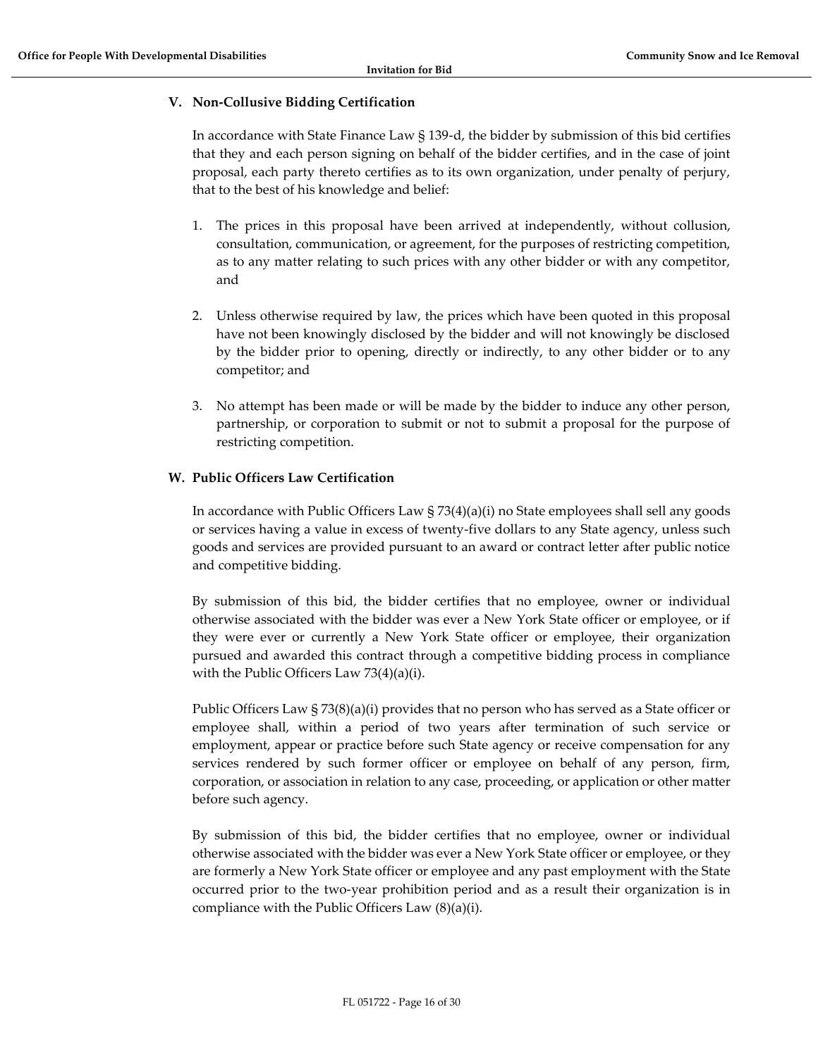## V. Non-Collusive Bidding Certification

In accordance with State Finance Law § 139-d, the bidder by submission of this bid certifies that they and each person signing on behalf of the bidder certifies, and in the case of joint proposal, each party thereto certifies as to its own organization, under penalty of perjury, that to the best of his knowledge and belief:

1. The prices in this proposal have been arrived at independently, without collusion, consultation, communication, or agreement, for the purposes of restricting competition, as to any matter relating to such prices with any other bidder or with any competitor, and
2. Unless otherwise required by law, the prices which have been quoted in this proposal have not been knowingly disclosed by the bidder and will not knowingly be disclosed by the bidder prior to opening, directly or indirectly, to any other bidder or to any competitor; and
3. No attempt has been made or will be made by the bidder to induce any other person, partnership, or corporation to submit or not to submit a proposal for the purpose of restricting competition.

## W. Public Officers Law Certification

In accordance with Public Officers Law § 73(4)(a)(i) no State employees shall sell any goods or services having a value in excess of twenty-five dollars to any State agency, unless such goods and services are provided pursuant to an award or contract letter after public notice and competitive bidding.

By submission of this bid, the bidder certifies that no employee, owner or individual otherwise associated with the bidder was ever a New York State officer or employee, or if they were ever or currently a New York State officer or employee, their organization pursued and awarded this contract through a competitive bidding process in compliance with the Public Officers Law 73(4)(a)(i).

Public Officers Law § 73(8)(a)(i) provides that no person who has served as a State officer or employee shall, within a period of two years after termination of such service or employment, appear or practice before such State agency or receive compensation for any services rendered by such former officer or employee on behalf of any person, firm, corporation, or association in relation to any case, proceeding, or application or other matter before such agency.

By submission of this bid, the bidder certifies that no employee, owner or individual otherwise associated with the bidder was ever a New York State officer or employee, or they are formerly a New York State officer or employee and any past employment with the State occurred prior to the two-year prohibition period and as a result their organization is in compliance with the Public Officers Law (8)(a)(i).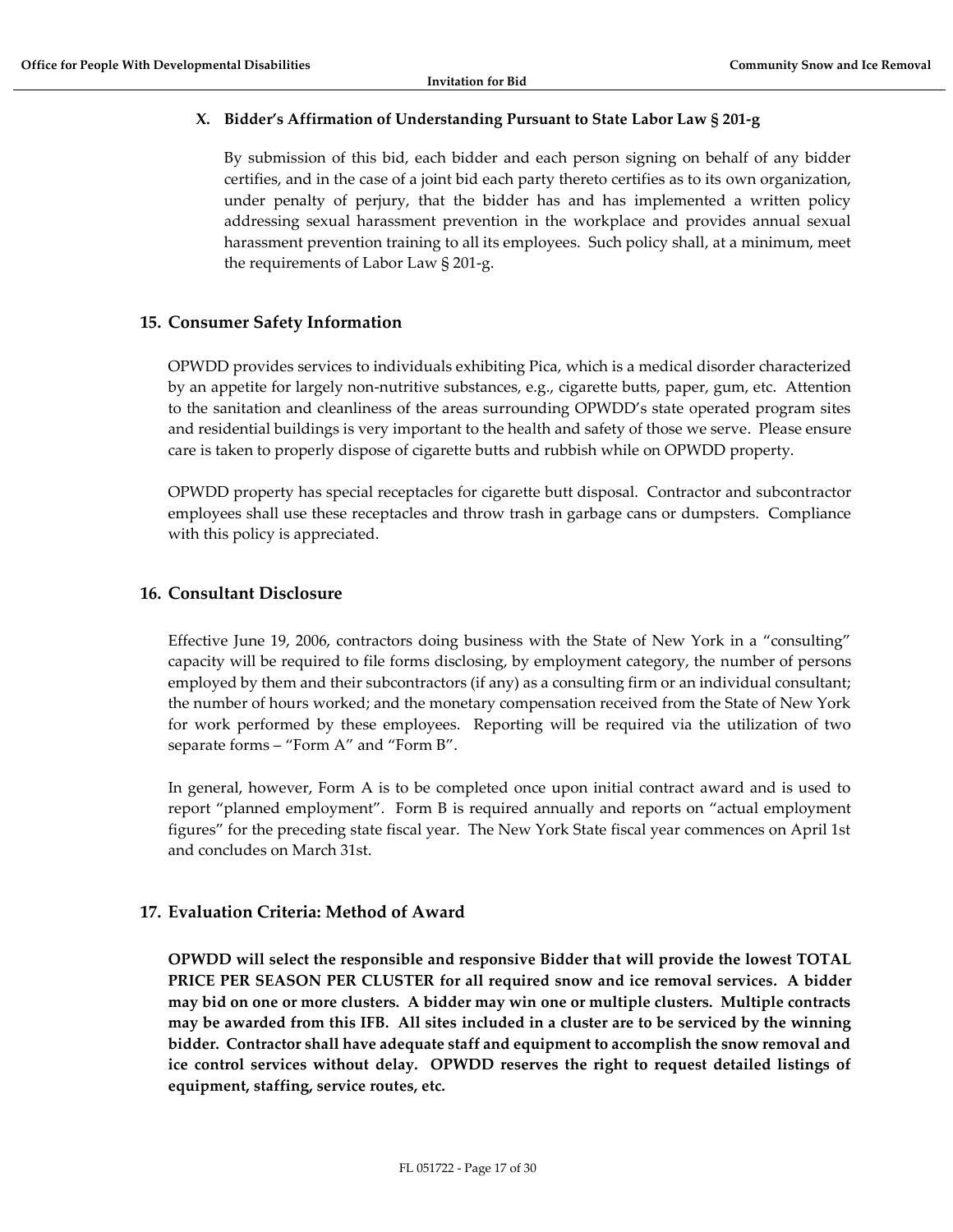### X. Bidder's Affirmation of Understanding Pursuant to State Labor Law § 201-g

By submission of this bid, each bidder and each person signing on behalf of any bidder certifies, and in the case of a joint bid each party thereto certifies as to its own organization, under penalty of perjury, that the bidder has and has implemented a written policy addressing sexual harassment prevention in the workplace and provides annual sexual harassment prevention training to all its employees. Such policy shall, at a minimum, meet the requirements of Labor Law § 201-g.

## 15. Consumer Safety Information

OPWDD provides services to individuals exhibiting Pica, which is a medical disorder characterized by an appetite for largely non-nutritive substances, e.g., cigarette butts, paper, gum, etc. Attention to the sanitation and cleanliness of the areas surrounding OPWDD's state operated program sites and residential buildings is very important to the health and safety of those we serve. Please ensure care is taken to properly dispose of cigarette butts and rubbish while on OPWDD property.

OPWDD property has special receptacles for cigarette butt disposal. Contractor and subcontractor employees shall use these receptacles and throw trash in garbage cans or dumpsters. Compliance with this policy is appreciated.

## 16. Consultant Disclosure

Effective June 19, 2006, contractors doing business with the State of New York in a "consulting" capacity will be required to file forms disclosing, by employment category, the number of persons employed by them and their subcontractors (if any) as a consulting firm or an individual consultant; the number of hours worked; and the monetary compensation received from the State of New York for work performed by these employees. Reporting will be required via the utilization of two separate forms – "Form A" and "Form B".

In general, however, Form A is to be completed once upon initial contract award and is used to report "planned employment". Form B is required annually and reports on "actual employment figures" for the preceding state fiscal year. The New York State fiscal year commences on April 1st and concludes on March 31st.

## 17. Evaluation Criteria: Method of Award

**OPWDD will select the responsible and responsive Bidder that will provide the lowest TOTAL PRICE PER SEASON PER CLUSTER for all required snow and ice removal services. A bidder may bid on one or more clusters. A bidder may win one or multiple clusters. Multiple contracts may be awarded from this IFB. All sites included in a cluster are to be serviced by the winning bidder. Contractor shall have adequate staff and equipment to accomplish the snow removal and ice control services without delay. OPWDD reserves the right to request detailed listings of equipment, staffing, service routes, etc.**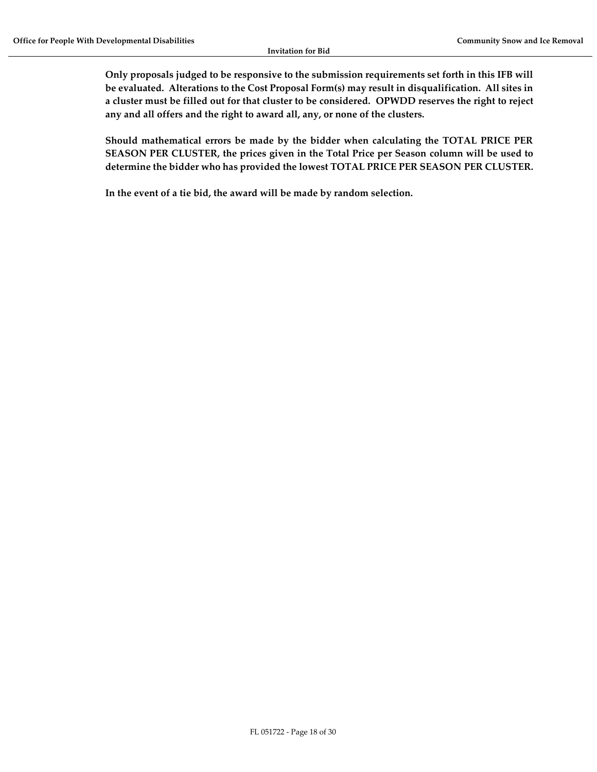**Only proposals judged to be responsive to the submission requirements set forth in this IFB will be evaluated. Alterations to the Cost Proposal Form(s) may result in disqualification. All sites in a cluster must be filled out for that cluster to be considered. OPWDD reserves the right to reject any and all offers and the right to award all, any, or none of the clusters.**

**Should mathematical errors be made by the bidder when calculating the TOTAL PRICE PER SEASON PER CLUSTER, the prices given in the Total Price per Season column will be used to determine the bidder who has provided the lowest TOTAL PRICE PER SEASON PER CLUSTER.**

**In the event of a tie bid, the award will be made by random selection.**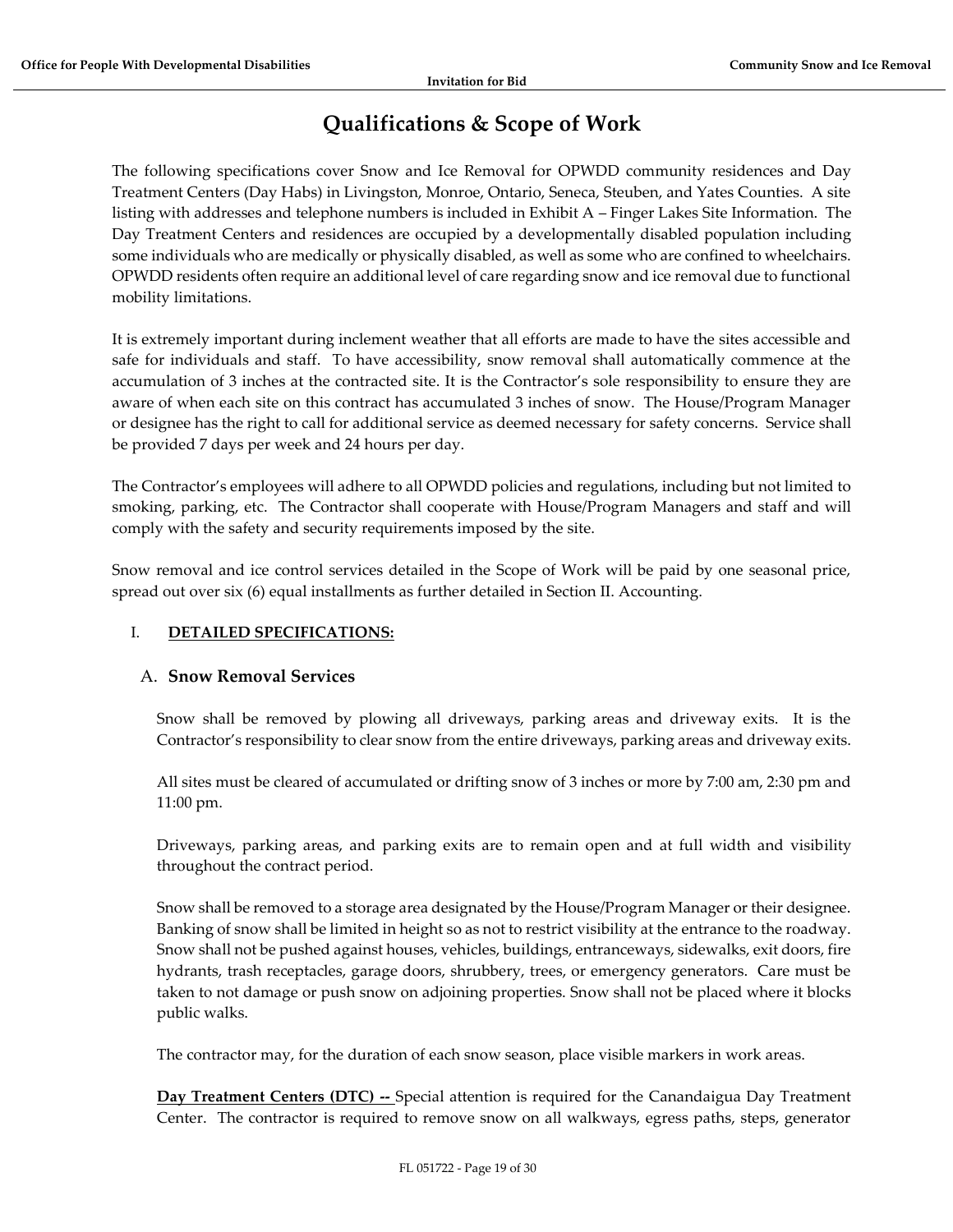# Qualifications & Scope of Work

The following specifications cover Snow and Ice Removal for OPWDD community residences and Day Treatment Centers (Day Habs) in Livingston, Monroe, Ontario, Seneca, Steuben, and Yates Counties. A site listing with addresses and telephone numbers is included in Exhibit A – Finger Lakes Site Information. The Day Treatment Centers and residences are occupied by a developmentally disabled population including some individuals who are medically or physically disabled, as well as some who are confined to wheelchairs. OPWDD residents often require an additional level of care regarding snow and ice removal due to functional mobility limitations.

It is extremely important during inclement weather that all efforts are made to have the sites accessible and safe for individuals and staff. To have accessibility, snow removal shall automatically commence at the accumulation of 3 inches at the contracted site. It is the Contractor's sole responsibility to ensure they are aware of when each site on this contract has accumulated 3 inches of snow. The House/Program Manager or designee has the right to call for additional service as deemed necessary for safety concerns. Service shall be provided 7 days per week and 24 hours per day.

The Contractor's employees will adhere to all OPWDD policies and regulations, including but not limited to smoking, parking, etc. The Contractor shall cooperate with House/Program Managers and staff and will comply with the safety and security requirements imposed by the site.

Snow removal and ice control services detailed in the Scope of Work will be paid by one seasonal price, spread out over six (6) equal installments as further detailed in Section II. Accounting.

## I. DETAILED SPECIFICATIONS:

### A. Snow Removal Services

Snow shall be removed by plowing all driveways, parking areas and driveway exits. It is the Contractor's responsibility to clear snow from the entire driveways, parking areas and driveway exits.

All sites must be cleared of accumulated or drifting snow of 3 inches or more by 7:00 am, 2:30 pm and 11:00 pm.

Driveways, parking areas, and parking exits are to remain open and at full width and visibility throughout the contract period.

Snow shall be removed to a storage area designated by the House/Program Manager or their designee. Banking of snow shall be limited in height so as not to restrict visibility at the entrance to the roadway. Snow shall not be pushed against houses, vehicles, buildings, entranceways, sidewalks, exit doors, fire hydrants, trash receptacles, garage doors, shrubbery, trees, or emergency generators. Care must be taken to not damage or push snow on adjoining properties. Snow shall not be placed where it blocks public walks.

The contractor may, for the duration of each snow season, place visible markers in work areas.

**Day Treatment Centers (DTC) --** Special attention is required for the Canandaigua Day Treatment Center. The contractor is required to remove snow on all walkways, egress paths, steps, generator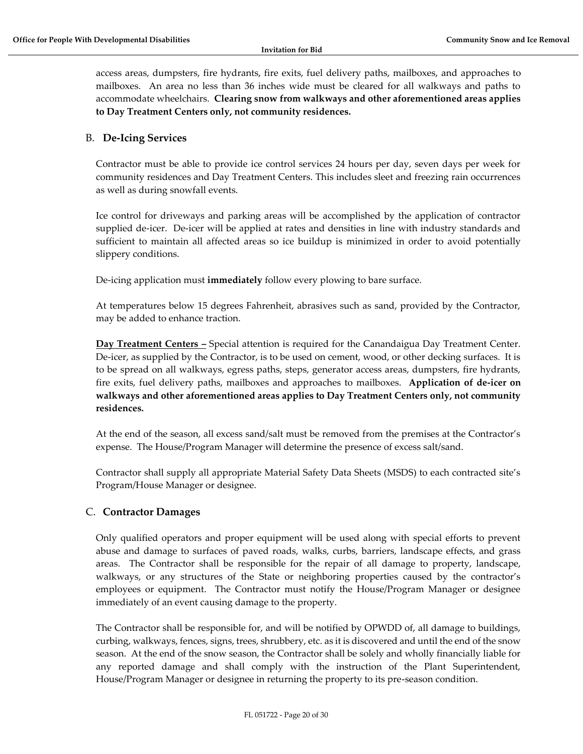access areas, dumpsters, fire hydrants, fire exits, fuel delivery paths, mailboxes, and approaches to mailboxes. An area no less than 36 inches wide must be cleared for all walkways and paths to accommodate wheelchairs. **Clearing snow from walkways and other aforementioned areas applies to Day Treatment Centers only, not community residences.**

### B. De-Icing Services

Contractor must be able to provide ice control services 24 hours per day, seven days per week for community residences and Day Treatment Centers. This includes sleet and freezing rain occurrences as well as during snowfall events.

Ice control for driveways and parking areas will be accomplished by the application of contractor supplied de-icer. De-icer will be applied at rates and densities in line with industry standards and sufficient to maintain all affected areas so ice buildup is minimized in order to avoid potentially slippery conditions.

De-icing application must **immediately** follow every plowing to bare surface.

At temperatures below 15 degrees Fahrenheit, abrasives such as sand, provided by the Contractor, may be added to enhance traction.

**Day Treatment Centers –** Special attention is required for the Canandaigua Day Treatment Center. De-icer, as supplied by the Contractor, is to be used on cement, wood, or other decking surfaces. It is to be spread on all walkways, egress paths, steps, generator access areas, dumpsters, fire hydrants, fire exits, fuel delivery paths, mailboxes and approaches to mailboxes. **Application of de-icer on walkways and other aforementioned areas applies to Day Treatment Centers only, not community residences.**

At the end of the season, all excess sand/salt must be removed from the premises at the Contractor's expense. The House/Program Manager will determine the presence of excess salt/sand.

Contractor shall supply all appropriate Material Safety Data Sheets (MSDS) to each contracted site's Program/House Manager or designee.

### C. Contractor Damages

Only qualified operators and proper equipment will be used along with special efforts to prevent abuse and damage to surfaces of paved roads, walks, curbs, barriers, landscape effects, and grass areas. The Contractor shall be responsible for the repair of all damage to property, landscape, walkways, or any structures of the State or neighboring properties caused by the contractor's employees or equipment. The Contractor must notify the House/Program Manager or designee immediately of an event causing damage to the property.

The Contractor shall be responsible for, and will be notified by OPWDD of, all damage to buildings, curbing, walkways, fences, signs, trees, shrubbery, etc. as it is discovered and until the end of the snow season. At the end of the snow season, the Contractor shall be solely and wholly financially liable for any reported damage and shall comply with the instruction of the Plant Superintendent, House/Program Manager or designee in returning the property to its pre-season condition.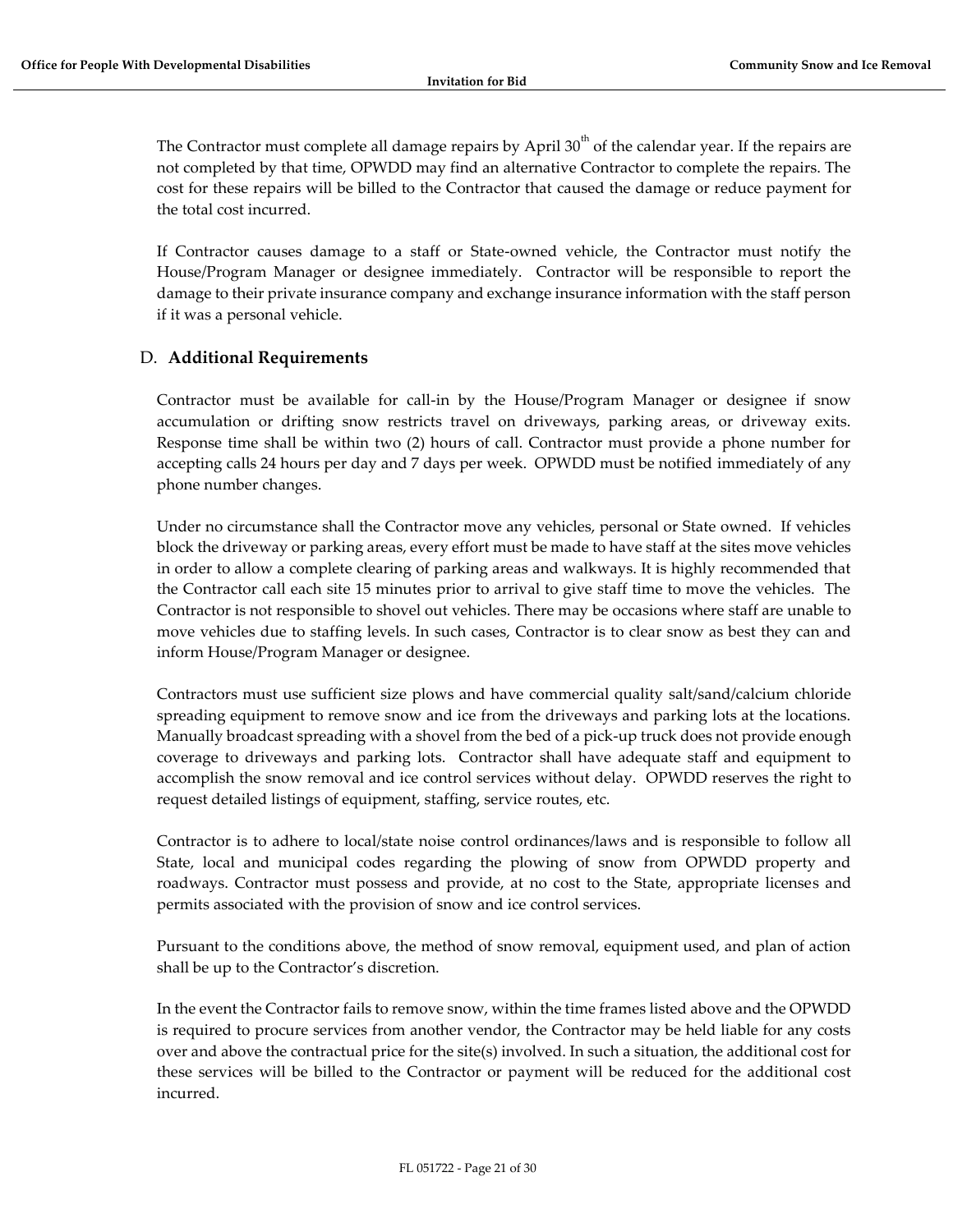The Contractor must complete all damage repairs by April 30th of the calendar year. If the repairs are not completed by that time, OPWDD may find an alternative Contractor to complete the repairs. The cost for these repairs will be billed to the Contractor that caused the damage or reduce payment for the total cost incurred.

If Contractor causes damage to a staff or State-owned vehicle, the Contractor must notify the House/Program Manager or designee immediately. Contractor will be responsible to report the damage to their private insurance company and exchange insurance information with the staff person if it was a personal vehicle.

### D. **Additional Requirements**

Contractor must be available for call-in by the House/Program Manager or designee if snow accumulation or drifting snow restricts travel on driveways, parking areas, or driveway exits. Response time shall be within two (2) hours of call. Contractor must provide a phone number for accepting calls 24 hours per day and 7 days per week. OPWDD must be notified immediately of any phone number changes.

Under no circumstance shall the Contractor move any vehicles, personal or State owned. If vehicles block the driveway or parking areas, every effort must be made to have staff at the sites move vehicles in order to allow a complete clearing of parking areas and walkways. It is highly recommended that the Contractor call each site 15 minutes prior to arrival to give staff time to move the vehicles. The Contractor is not responsible to shovel out vehicles. There may be occasions where staff are unable to move vehicles due to staffing levels. In such cases, Contractor is to clear snow as best they can and inform House/Program Manager or designee.

Contractors must use sufficient size plows and have commercial quality salt/sand/calcium chloride spreading equipment to remove snow and ice from the driveways and parking lots at the locations. Manually broadcast spreading with a shovel from the bed of a pick-up truck does not provide enough coverage to driveways and parking lots. Contractor shall have adequate staff and equipment to accomplish the snow removal and ice control services without delay. OPWDD reserves the right to request detailed listings of equipment, staffing, service routes, etc.

Contractor is to adhere to local/state noise control ordinances/laws and is responsible to follow all State, local and municipal codes regarding the plowing of snow from OPWDD property and roadways. Contractor must possess and provide, at no cost to the State, appropriate licenses and permits associated with the provision of snow and ice control services.

Pursuant to the conditions above, the method of snow removal, equipment used, and plan of action shall be up to the Contractor's discretion.

In the event the Contractor fails to remove snow, within the time frames listed above and the OPWDD is required to procure services from another vendor, the Contractor may be held liable for any costs over and above the contractual price for the site(s) involved. In such a situation, the additional cost for these services will be billed to the Contractor or payment will be reduced for the additional cost incurred.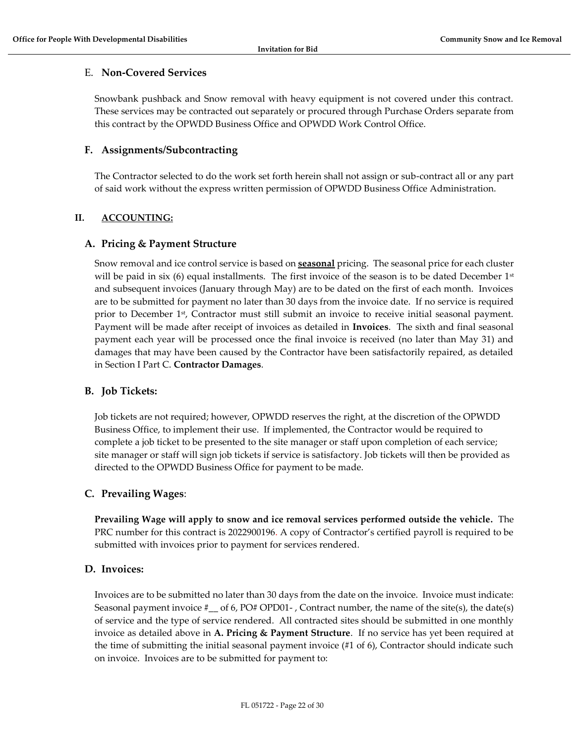### E. Non-Covered Services

Snowbank pushback and Snow removal with heavy equipment is not covered under this contract. These services may be contracted out separately or procured through Purchase Orders separate from this contract by the OPWDD Business Office and OPWDD Work Control Office.

### F. Assignments/Subcontracting

The Contractor selected to do the work set forth herein shall not assign or sub-contract all or any part of said work without the express written permission of OPWDD Business Office Administration.

## II. ACCOUNTING:

### A. Pricing & Payment Structure

Snow removal and ice control service is based on **seasonal** pricing. The seasonal price for each cluster will be paid in six (6) equal installments. The first invoice of the season is to be dated December 1st and subsequent invoices (January through May) are to be dated on the first of each month. Invoices are to be submitted for payment no later than 30 days from the invoice date. If no service is required prior to December 1st, Contractor must still submit an invoice to receive initial seasonal payment. Payment will be made after receipt of invoices as detailed in **Invoices**. The sixth and final seasonal payment each year will be processed once the final invoice is received (no later than May 31) and damages that may have been caused by the Contractor have been satisfactorily repaired, as detailed in Section I Part C. **Contractor Damages**.

### B. Job Tickets:

Job tickets are not required; however, OPWDD reserves the right, at the discretion of the OPWDD Business Office, to implement their use. If implemented, the Contractor would be required to complete a job ticket to be presented to the site manager or staff upon completion of each service; site manager or staff will sign job tickets if service is satisfactory. Job tickets will then be provided as directed to the OPWDD Business Office for payment to be made.

### C. Prevailing Wages:

**Prevailing Wage will apply to snow and ice removal services performed outside the vehicle.** The PRC number for this contract is 2022900196. A copy of Contractor's certified payroll is required to be submitted with invoices prior to payment for services rendered.

### D. Invoices:

Invoices are to be submitted no later than 30 days from the date on the invoice. Invoice must indicate: Seasonal payment invoice #__ of 6, PO# OPD01- , Contract number, the name of the site(s), the date(s) of service and the type of service rendered. All contracted sites should be submitted in one monthly invoice as detailed above in **A. Pricing & Payment Structure**. If no service has yet been required at the time of submitting the initial seasonal payment invoice (#1 of 6), Contractor should indicate such on invoice. Invoices are to be submitted for payment to: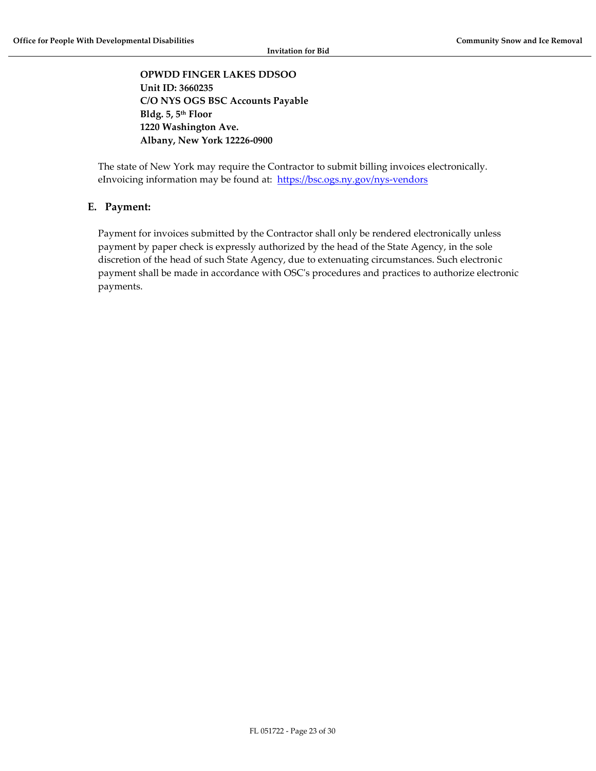**OPWDD FINGER LAKES DDSOO**
**Unit ID: 3660235**
**C/O NYS OGS BSC Accounts Payable**
**Bldg. 5, 5th Floor**
**1220 Washington Ave.**
**Albany, New York 12226-0900**

The state of New York may require the Contractor to submit billing invoices electronically. eInvoicing information may be found at: https://bsc.ogs.ny.gov/nys-vendors

## E. Payment:

Payment for invoices submitted by the Contractor shall only be rendered electronically unless payment by paper check is expressly authorized by the head of the State Agency, in the sole discretion of the head of such State Agency, due to extenuating circumstances. Such electronic payment shall be made in accordance with OSC's procedures and practices to authorize electronic payments.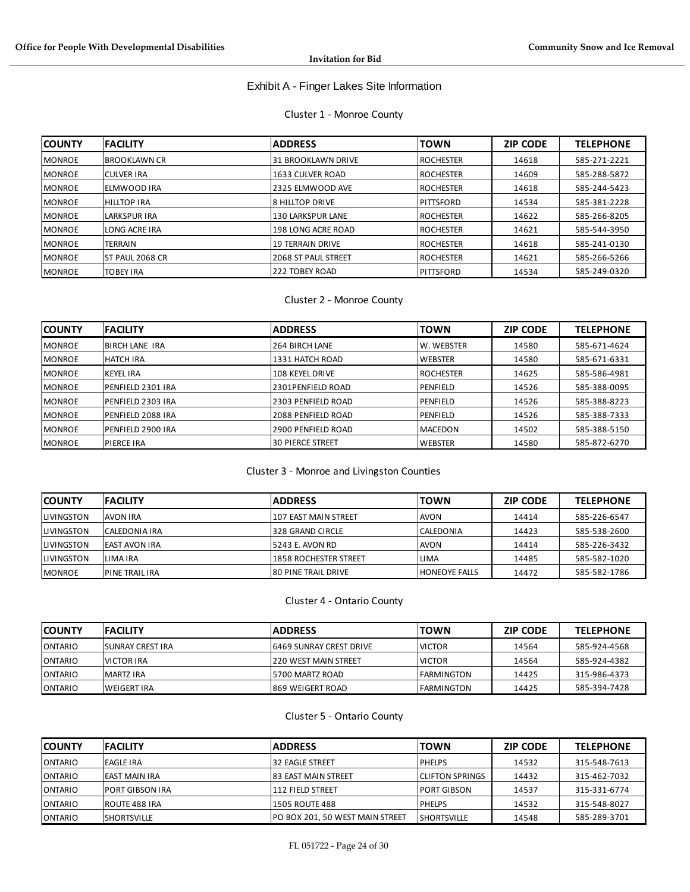# Exhibit A - Finger Lakes Site Information

## Cluster 1 - Monroe County

| COUNTY | FACILITY | ADDRESS | TOWN | ZIP CODE | TELEPHONE |
|---|---|---|---|---|---|
| MONROE | BROOKLAWN CR | 31 BROOKLAWN DRIVE | ROCHESTER | 14618 | 585-271-2221 |
| MONROE | CULVER IRA | 1633 CULVER ROAD | ROCHESTER | 14609 | 585-288-5872 |
| MONROE | ELMWOOD IRA | 2325 ELMWOOD AVE | ROCHESTER | 14618 | 585-244-5423 |
| MONROE | HILLTOP IRA | 8 HILLTOP DRIVE | PITTSFORD | 14534 | 585-381-2228 |
| MONROE | LARKSPUR IRA | 130 LARKSPUR LANE | ROCHESTER | 14622 | 585-266-8205 |
| MONROE | LONG ACRE IRA | 198 LONG ACRE ROAD | ROCHESTER | 14621 | 585-544-3950 |
| MONROE | TERRAIN | 19 TERRAIN DRIVE | ROCHESTER | 14618 | 585-241-0130 |
| MONROE | ST PAUL 2068 CR | 2068 ST PAUL STREET | ROCHESTER | 14621 | 585-266-5266 |
| MONROE | TOBEY IRA | 222 TOBEY ROAD | PITTSFORD | 14534 | 585-249-0320 |

## Cluster 2 - Monroe County

| COUNTY | FACILITY | ADDRESS | TOWN | ZIP CODE | TELEPHONE |
|---|---|---|---|---|---|
| MONROE | BIRCH LANE IRA | 264 BIRCH LANE | W. WEBSTER | 14580 | 585-671-4624 |
| MONROE | HATCH IRA | 1331 HATCH ROAD | WEBSTER | 14580 | 585-671-6331 |
| MONROE | KEYEL IRA | 108 KEYEL DRIVE | ROCHESTER | 14625 | 585-586-4981 |
| MONROE | PENFIELD 2301 IRA | 2301PENFIELD ROAD | PENFIELD | 14526 | 585-388-0095 |
| MONROE | PENFIELD 2303 IRA | 2303 PENFIELD ROAD | PENFIELD | 14526 | 585-388-8223 |
| MONROE | PENFIELD 2088 IRA | 2088 PENFIELD ROAD | PENFIELD | 14526 | 585-388-7333 |
| MONROE | PENFIELD 2900 IRA | 2900 PENFIELD ROAD | MACEDON | 14502 | 585-388-5150 |
| MONROE | PIERCE IRA | 30 PIERCE STREET | WEBSTER | 14580 | 585-872-6270 |

## Cluster 3 - Monroe and Livingston Counties

| COUNTY | FACILITY | ADDRESS | TOWN | ZIP CODE | TELEPHONE |
|---|---|---|---|---|---|
| LIVINGSTON | AVON IRA | 107 EAST MAIN STREET | AVON | 14414 | 585-226-6547 |
| LIVINGSTON | CALEDONIA IRA | 328 GRAND CIRCLE | CALEDONIA | 14423 | 585-538-2600 |
| LIVINGSTON | EAST AVON IRA | 5243 E. AVON RD | AVON | 14414 | 585-226-3432 |
| LIVINGSTON | LIMA IRA | 1858 ROCHESTER STREET | LIMA | 14485 | 585-582-1020 |
| MONROE | PINE TRAIL IRA | 80 PINE TRAIL DRIVE | HONEOYE FALLS | 14472 | 585-582-1786 |

## Cluster 4 - Ontario County

| COUNTY | FACILITY | ADDRESS | TOWN | ZIP CODE | TELEPHONE |
|---|---|---|---|---|---|
| ONTARIO | SUNRAY CREST IRA | 6469 SUNRAY CREST DRIVE | VICTOR | 14564 | 585-924-4568 |
| ONTARIO | VICTOR IRA | 220 WEST MAIN STREET | VICTOR | 14564 | 585-924-4382 |
| ONTARIO | MARTZ IRA | 5700 MARTZ ROAD | FARMINGTON | 14425 | 315-986-4373 |
| ONTARIO | WEIGERT IRA | 869 WEIGERT ROAD | FARMINGTON | 14425 | 585-394-7428 |

## Cluster 5 - Ontario County

| COUNTY | FACILITY | ADDRESS | TOWN | ZIP CODE | TELEPHONE |
|---|---|---|---|---|---|
| ONTARIO | EAGLE IRA | 32 EAGLE STREET | PHELPS | 14532 | 315-548-7613 |
| ONTARIO | EAST MAIN IRA | 83 EAST MAIN STREET | CLIFTON SPRINGS | 14432 | 315-462-7032 |
| ONTARIO | PORT GIBSON IRA | 112 FIELD STREET | PORT GIBSON | 14537 | 315-331-6774 |
| ONTARIO | ROUTE 488 IRA | 1505 ROUTE 488 | PHELPS | 14532 | 315-548-8027 |
| ONTARIO | SHORTSVILLE | PO BOX 201, 50 WEST MAIN STREET | SHORTSVILLE | 14548 | 585-289-3701 |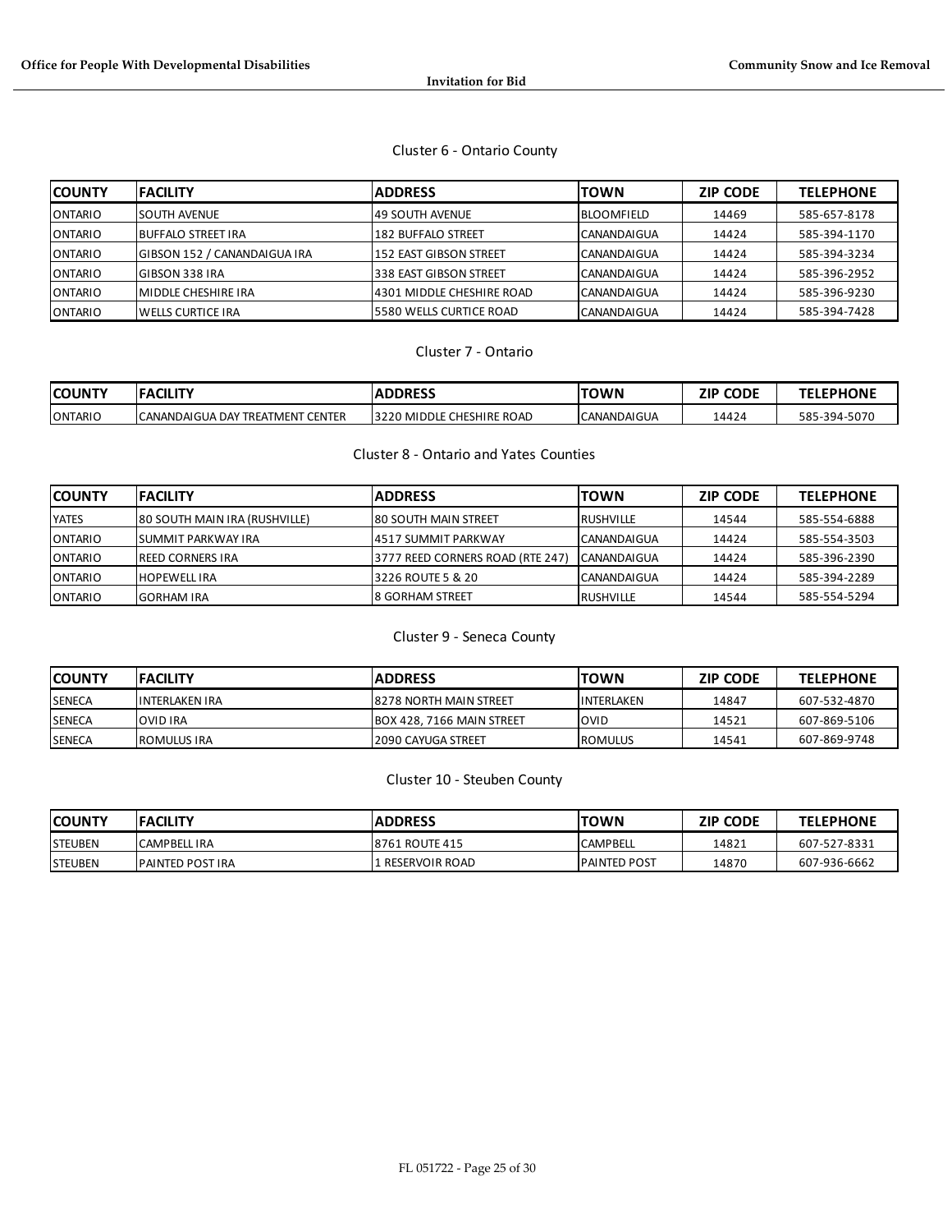### Cluster 6 - Ontario County

| COUNTY | FACILITY | ADDRESS | TOWN | ZIP CODE | TELEPHONE |
|---|---|---|---|---|---|
| ONTARIO | SOUTH AVENUE | 49 SOUTH AVENUE | BLOOMFIELD | 14469 | 585-657-8178 |
| ONTARIO | BUFFALO STREET IRA | 182 BUFFALO STREET | CANANDAIGUA | 14424 | 585-394-1170 |
| ONTARIO | GIBSON 152 / CANANDAIGUA IRA | 152 EAST GIBSON STREET | CANANDAIGUA | 14424 | 585-394-3234 |
| ONTARIO | GIBSON 338 IRA | 338 EAST GIBSON STREET | CANANDAIGUA | 14424 | 585-396-2952 |
| ONTARIO | MIDDLE CHESHIRE IRA | 4301 MIDDLE CHESHIRE ROAD | CANANDAIGUA | 14424 | 585-396-9230 |
| ONTARIO | WELLS CURTICE IRA | 5580 WELLS CURTICE ROAD | CANANDAIGUA | 14424 | 585-394-7428 |

### Cluster 7 - Ontario

| COUNTY | FACILITY | ADDRESS | TOWN | ZIP CODE | TELEPHONE |
|---|---|---|---|---|---|
| ONTARIO | CANANDAIGUA DAY TREATMENT CENTER | 3220 MIDDLE CHESHIRE ROAD | CANANDAIGUA | 14424 | 585-394-5070 |

### Cluster 8 - Ontario and Yates Counties

| COUNTY | FACILITY | ADDRESS | TOWN | ZIP CODE | TELEPHONE |
|---|---|---|---|---|---|
| YATES | 80 SOUTH MAIN IRA (RUSHVILLE) | 80 SOUTH MAIN STREET | RUSHVILLE | 14544 | 585-554-6888 |
| ONTARIO | SUMMIT PARKWAY IRA | 4517 SUMMIT PARKWAY | CANANDAIGUA | 14424 | 585-554-3503 |
| ONTARIO | REED CORNERS IRA | 3777 REED CORNERS ROAD (RTE 247) | CANANDAIGUA | 14424 | 585-396-2390 |
| ONTARIO | HOPEWELL IRA | 3226 ROUTE 5 & 20 | CANANDAIGUA | 14424 | 585-394-2289 |
| ONTARIO | GORHAM IRA | 8 GORHAM STREET | RUSHVILLE | 14544 | 585-554-5294 |

### Cluster 9 - Seneca County

| COUNTY | FACILITY | ADDRESS | TOWN | ZIP CODE | TELEPHONE |
|---|---|---|---|---|---|
| SENECA | INTERLAKEN IRA | 8278 NORTH MAIN STREET | INTERLAKEN | 14847 | 607-532-4870 |
| SENECA | OVID IRA | BOX 428, 7166 MAIN STREET | OVID | 14521 | 607-869-5106 |
| SENECA | ROMULUS IRA | 2090 CAYUGA STREET | ROMULUS | 14541 | 607-869-9748 |

### Cluster 10 - Steuben County

| COUNTY | FACILITY | ADDRESS | TOWN | ZIP CODE | TELEPHONE |
|---|---|---|---|---|---|
| STEUBEN | CAMPBELL IRA | 8761 ROUTE 415 | CAMPBELL | 14821 | 607-527-8331 |
| STEUBEN | PAINTED POST IRA | 1 RESERVOIR ROAD | PAINTED POST | 14870 | 607-936-6662 |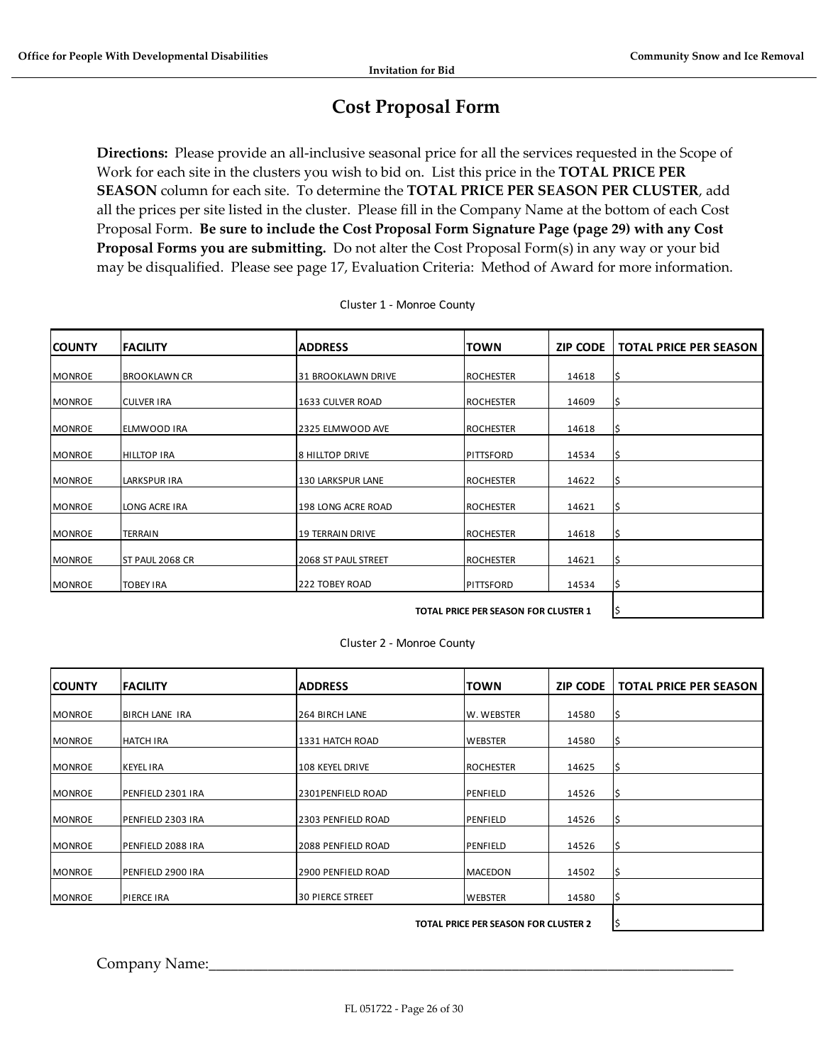# Cost Proposal Form

**Directions:** Please provide an all-inclusive seasonal price for all the services requested in the Scope of Work for each site in the clusters you wish to bid on. List this price in the **TOTAL PRICE PER SEASON** column for each site. To determine the **TOTAL PRICE PER SEASON PER CLUSTER**, add all the prices per site listed in the cluster. Please fill in the Company Name at the bottom of each Cost Proposal Form. **Be sure to include the Cost Proposal Form Signature Page (page 29) with any Cost Proposal Forms you are submitting.** Do not alter the Cost Proposal Form(s) in any way or your bid may be disqualified. Please see page 17, Evaluation Criteria: Method of Award for more information.

Cluster 1 - Monroe County

| COUNTY | FACILITY | ADDRESS | TOWN | ZIP CODE | TOTAL PRICE PER SEASON |
|---|---|---|---|---|---|
| MONROE | BROOKLAWN CR | 31 BROOKLAWN DRIVE | ROCHESTER | 14618 | $ |
| MONROE | CULVER IRA | 1633 CULVER ROAD | ROCHESTER | 14609 | $ |
| MONROE | ELMWOOD IRA | 2325 ELMWOOD AVE | ROCHESTER | 14618 | $ |
| MONROE | HILLTOP IRA | 8 HILLTOP DRIVE | PITTSFORD | 14534 | $ |
| MONROE | LARKSPUR IRA | 130 LARKSPUR LANE | ROCHESTER | 14622 | $ |
| MONROE | LONG ACRE IRA | 198 LONG ACRE ROAD | ROCHESTER | 14621 | $ |
| MONROE | TERRAIN | 19 TERRAIN DRIVE | ROCHESTER | 14618 | $ |
| MONROE | ST PAUL 2068 CR | 2068 ST PAUL STREET | ROCHESTER | 14621 | $ |
| MONROE | TOBEY IRA | 222 TOBEY ROAD | PITTSFORD | 14534 | $ |
| | | | **TOTAL PRICE PER SEASON FOR CLUSTER 1** | | $ |

Cluster 2 - Monroe County

| COUNTY | FACILITY | ADDRESS | TOWN | ZIP CODE | TOTAL PRICE PER SEASON |
|---|---|---|---|---|---|
| MONROE | BIRCH LANE IRA | 264 BIRCH LANE | W. WEBSTER | 14580 | $ |
| MONROE | HATCH IRA | 1331 HATCH ROAD | WEBSTER | 14580 | $ |
| MONROE | KEYEL IRA | 108 KEYEL DRIVE | ROCHESTER | 14625 | $ |
| MONROE | PENFIELD 2301 IRA | 2301PENFIELD ROAD | PENFIELD | 14526 | $ |
| MONROE | PENFIELD 2303 IRA | 2303 PENFIELD ROAD | PENFIELD | 14526 | $ |
| MONROE | PENFIELD 2088 IRA | 2088 PENFIELD ROAD | PENFIELD | 14526 | $ |
| MONROE | PENFIELD 2900 IRA | 2900 PENFIELD ROAD | MACEDON | 14502 | $ |
| MONROE | PIERCE IRA | 30 PIERCE STREET | WEBSTER | 14580 | $ |
| | | | **TOTAL PRICE PER SEASON FOR CLUSTER 2** | | $ |

Company Name:_______________________________________________________________________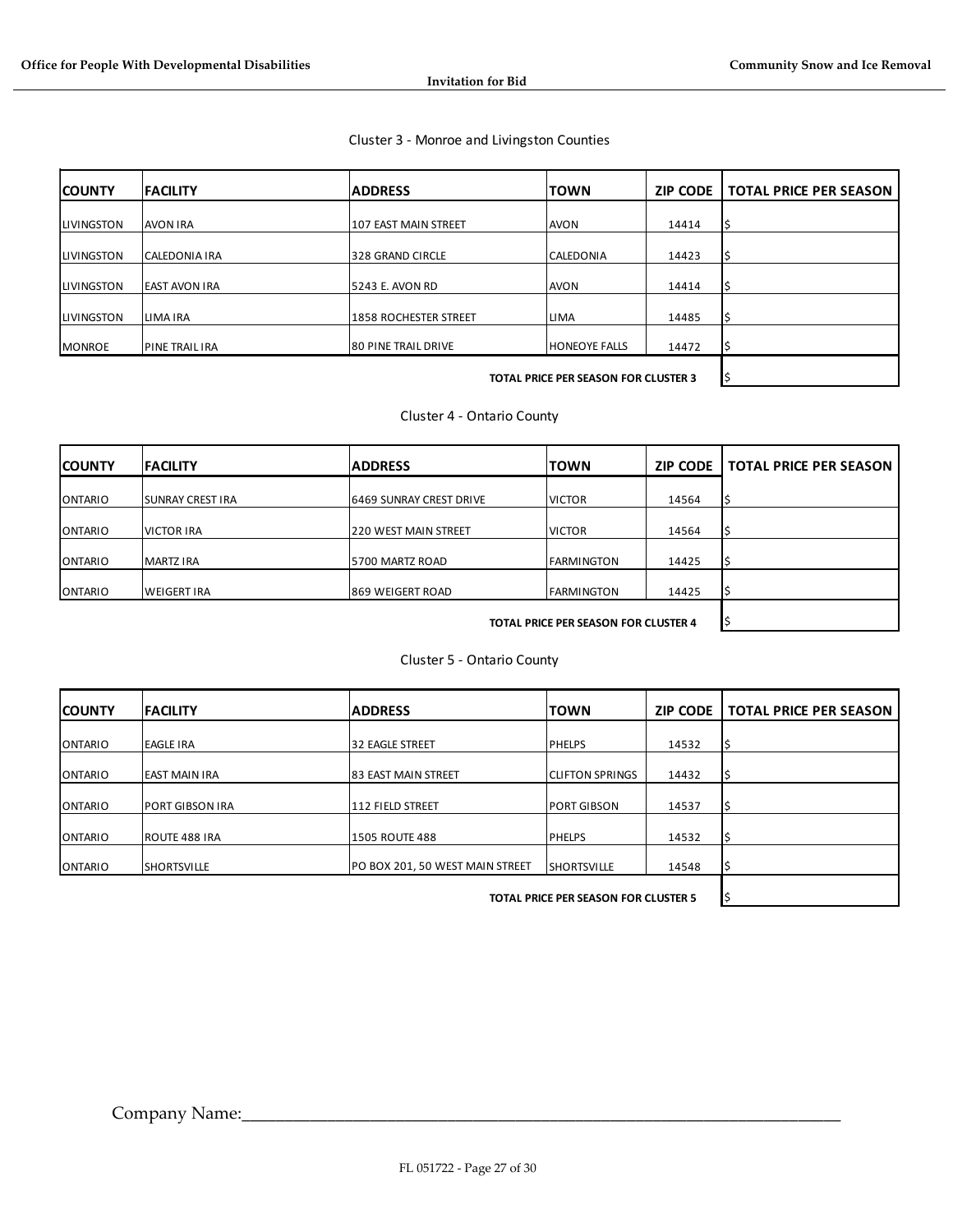Cluster 3 - Monroe and Livingston Counties

| COUNTY | FACILITY | ADDRESS | TOWN | ZIP CODE | TOTAL PRICE PER SEASON |
|---|---|---|---|---|---|
| LIVINGSTON | AVON IRA | 107 EAST MAIN STREET | AVON | 14414 | $ |
| LIVINGSTON | CALEDONIA IRA | 328 GRAND CIRCLE | CALEDONIA | 14423 | $ |
| LIVINGSTON | EAST AVON IRA | 5243 E. AVON RD | AVON | 14414 | $ |
| LIVINGSTON | LIMA IRA | 1858 ROCHESTER STREET | LIMA | 14485 | $ |
| MONROE | PINE TRAIL IRA | 80 PINE TRAIL DRIVE | HONEOYE FALLS | 14472 | $ |
| | | | **TOTAL PRICE PER SEASON FOR CLUSTER 3** | | $ |

Cluster 4 - Ontario County

| COUNTY | FACILITY | ADDRESS | TOWN | ZIP CODE | TOTAL PRICE PER SEASON |
|---|---|---|---|---|---|
| ONTARIO | SUNRAY CREST IRA | 6469 SUNRAY CREST DRIVE | VICTOR | 14564 | $ |
| ONTARIO | VICTOR IRA | 220 WEST MAIN STREET | VICTOR | 14564 | $ |
| ONTARIO | MARTZ IRA | 5700 MARTZ ROAD | FARMINGTON | 14425 | $ |
| ONTARIO | WEIGERT IRA | 869 WEIGERT ROAD | FARMINGTON | 14425 | $ |
| | | | **TOTAL PRICE PER SEASON FOR CLUSTER 4** | | $ |

Cluster 5 - Ontario County

| COUNTY | FACILITY | ADDRESS | TOWN | ZIP CODE | TOTAL PRICE PER SEASON |
|---|---|---|---|---|---|
| ONTARIO | EAGLE IRA | 32 EAGLE STREET | PHELPS | 14532 | $ |
| ONTARIO | EAST MAIN IRA | 83 EAST MAIN STREET | CLIFTON SPRINGS | 14432 | $ |
| ONTARIO | PORT GIBSON IRA | 112 FIELD STREET | PORT GIBSON | 14537 | $ |
| ONTARIO | ROUTE 488 IRA | 1505 ROUTE 488 | PHELPS | 14532 | $ |
| ONTARIO | SHORTSVILLE | PO BOX 201, 50 WEST MAIN STREET | SHORTSVILLE | 14548 | $ |
| | | | **TOTAL PRICE PER SEASON FOR CLUSTER 5** | | $ |

Company Name:___________________________________________________________________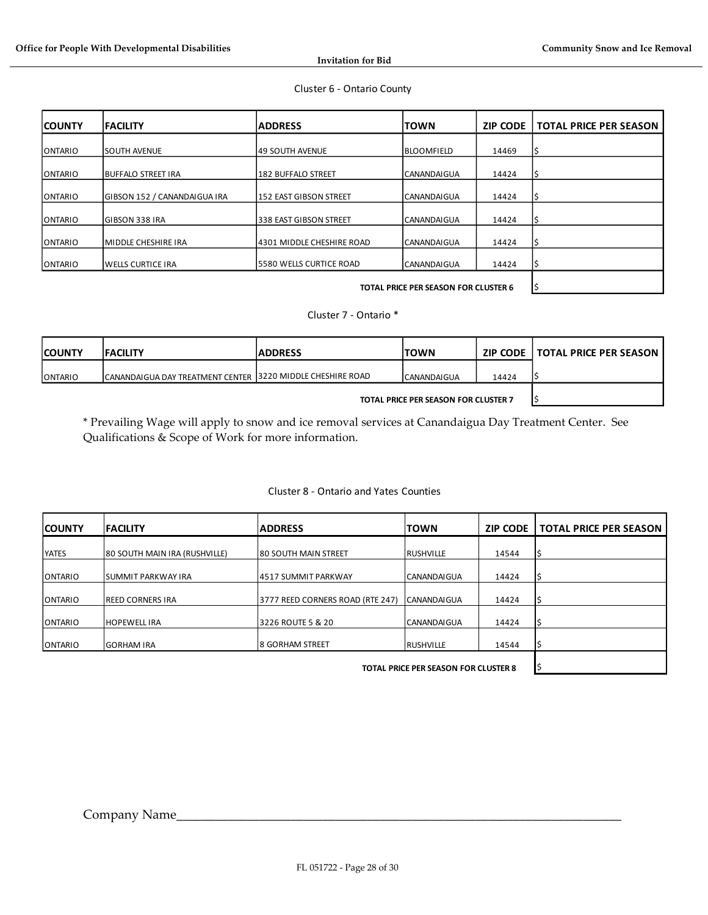Cluster 6 - Ontario County

| COUNTY | FACILITY | ADDRESS | TOWN | ZIP CODE | TOTAL PRICE PER SEASON |
|---|---|---|---|---|---|
| ONTARIO | SOUTH AVENUE | 49 SOUTH AVENUE | BLOOMFIELD | 14469 | $ |
| ONTARIO | BUFFALO STREET IRA | 182 BUFFALO STREET | CANANDAIGUA | 14424 | $ |
| ONTARIO | GIBSON 152 / CANANDAIGUA IRA | 152 EAST GIBSON STREET | CANANDAIGUA | 14424 | $ |
| ONTARIO | GIBSON 338 IRA | 338 EAST GIBSON STREET | CANANDAIGUA | 14424 | $ |
| ONTARIO | MIDDLE CHESHIRE IRA | 4301 MIDDLE CHESHIRE ROAD | CANANDAIGUA | 14424 | $ |
| ONTARIO | WELLS CURTICE IRA | 5580 WELLS CURTICE ROAD | CANANDAIGUA | 14424 | $ |
| | | | TOTAL PRICE PER SEASON FOR CLUSTER 6 | | $ |

Cluster 7 - Ontario *

| COUNTY | FACILITY | ADDRESS | TOWN | ZIP CODE | TOTAL PRICE PER SEASON |
|---|---|---|---|---|---|
| ONTARIO | CANANDAIGUA DAY TREATMENT CENTER | 3220 MIDDLE CHESHIRE ROAD | CANANDAIGUA | 14424 | $ |
| | | | TOTAL PRICE PER SEASON FOR CLUSTER 7 | | $ |

* Prevailing Wage will apply to snow and ice removal services at Canandaigua Day Treatment Center. See Qualifications & Scope of Work for more information.

Cluster 8 - Ontario and Yates Counties

| COUNTY | FACILITY | ADDRESS | TOWN | ZIP CODE | TOTAL PRICE PER SEASON |
|---|---|---|---|---|---|
| YATES | 80 SOUTH MAIN IRA (RUSHVILLE) | 80 SOUTH MAIN STREET | RUSHVILLE | 14544 | $ |
| ONTARIO | SUMMIT PARKWAY IRA | 4517 SUMMIT PARKWAY | CANANDAIGUA | 14424 | $ |
| ONTARIO | REED CORNERS IRA | 3777 REED CORNERS ROAD (RTE 247) | CANANDAIGUA | 14424 | $ |
| ONTARIO | HOPEWELL IRA | 3226 ROUTE 5 & 20 | CANANDAIGUA | 14424 | $ |
| ONTARIO | GORHAM IRA | 8 GORHAM STREET | RUSHVILLE | 14544 | $ |
| | | | TOTAL PRICE PER SEASON FOR CLUSTER 8 | | $ |

Company Name______________________________________________________________________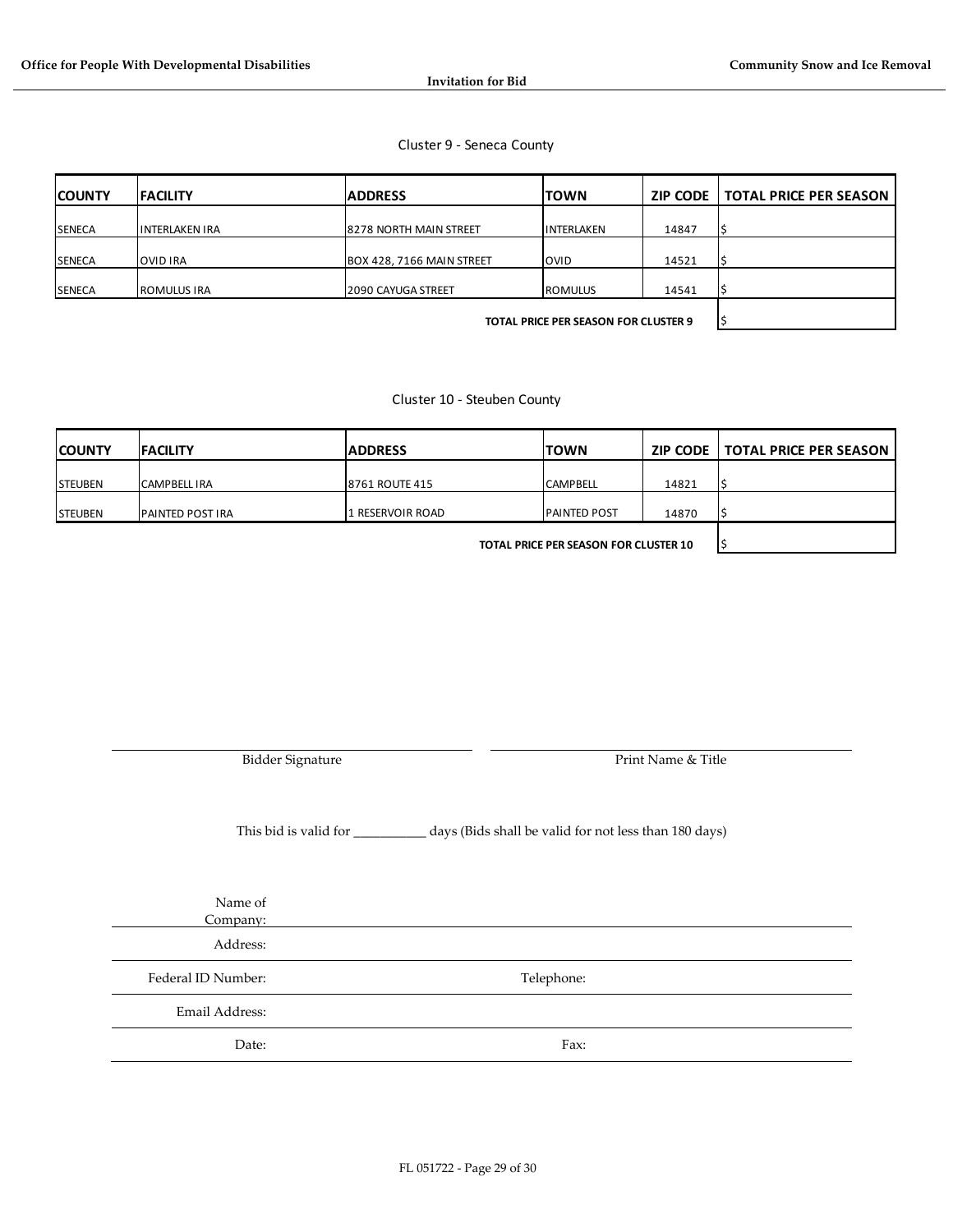Cluster 9 - Seneca County

| COUNTY | FACILITY | ADDRESS | TOWN | ZIP CODE | TOTAL PRICE PER SEASON |
|---|---|---|---|---|---|
| SENECA | INTERLAKEN IRA | 8278 NORTH MAIN STREET | INTERLAKEN | 14847 | $ |
| SENECA | OVID IRA | BOX 428, 7166 MAIN STREET | OVID | 14521 | $ |
| SENECA | ROMULUS IRA | 2090 CAYUGA STREET | ROMULUS | 14541 | $ |
| | | | **TOTAL PRICE PER SEASON FOR CLUSTER 9** | | $ |

Cluster 10 - Steuben County

| COUNTY | FACILITY | ADDRESS | TOWN | ZIP CODE | TOTAL PRICE PER SEASON |
|---|---|---|---|---|---|
| STEUBEN | CAMPBELL IRA | 8761 ROUTE 415 | CAMPBELL | 14821 | $ |
| STEUBEN | PAINTED POST IRA | 1 RESERVOIR ROAD | PAINTED POST | 14870 | $ |
| | | | **TOTAL PRICE PER SEASON FOR CLUSTER 10** | | $ |

_______________________________ Bidder Signature

_______________________________ Print Name & Title

This bid is valid for ___________ days (Bids shall be valid for not less than 180 days)

Name of Company: _______________________________

Address: _______________________________

Federal ID Number: _______________ Telephone: _______________

Email Address: _______________________________

Date: _______________ Fax: _______________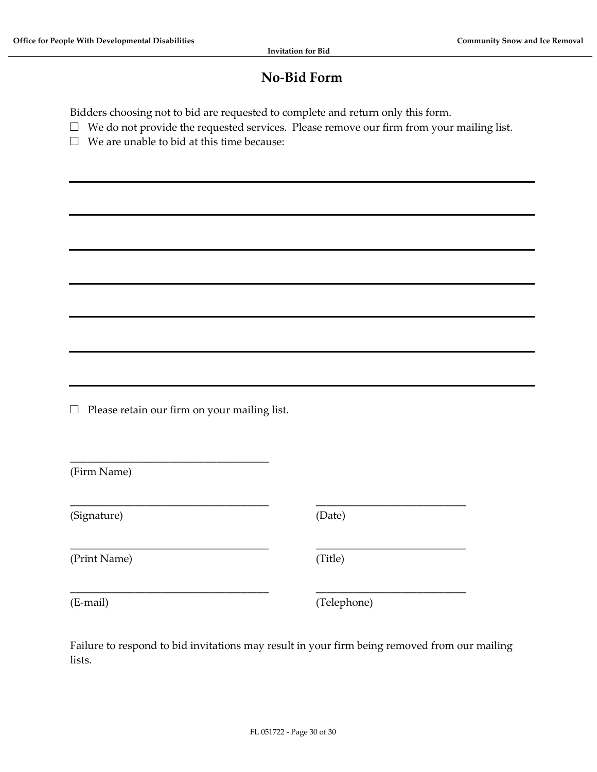# No-Bid Form

Bidders choosing not to bid are requested to complete and return only this form.

☐ We do not provide the requested services. Please remove our firm from your mailing list.

☐ We are unable to bid at this time because:

\_\_\_\_\_\_\_\_\_\_\_\_\_\_\_\_\_\_\_\_\_\_\_\_\_\_\_\_\_\_\_\_\_\_\_\_\_\_\_\_\_\_\_\_\_\_\_\_\_\_\_\_\_\_\_\_\_\_\_\_

\_\_\_\_\_\_\_\_\_\_\_\_\_\_\_\_\_\_\_\_\_\_\_\_\_\_\_\_\_\_\_\_\_\_\_\_\_\_\_\_\_\_\_\_\_\_\_\_\_\_\_\_\_\_\_\_\_\_\_\_

\_\_\_\_\_\_\_\_\_\_\_\_\_\_\_\_\_\_\_\_\_\_\_\_\_\_\_\_\_\_\_\_\_\_\_\_\_\_\_\_\_\_\_\_\_\_\_\_\_\_\_\_\_\_\_\_\_\_\_\_

\_\_\_\_\_\_\_\_\_\_\_\_\_\_\_\_\_\_\_\_\_\_\_\_\_\_\_\_\_\_\_\_\_\_\_\_\_\_\_\_\_\_\_\_\_\_\_\_\_\_\_\_\_\_\_\_\_\_\_\_

\_\_\_\_\_\_\_\_\_\_\_\_\_\_\_\_\_\_\_\_\_\_\_\_\_\_\_\_\_\_\_\_\_\_\_\_\_\_\_\_\_\_\_\_\_\_\_\_\_\_\_\_\_\_\_\_\_\_\_\_

\_\_\_\_\_\_\_\_\_\_\_\_\_\_\_\_\_\_\_\_\_\_\_\_\_\_\_\_\_\_\_\_\_\_\_\_\_\_\_\_\_\_\_\_\_\_\_\_\_\_\_\_\_\_\_\_\_\_\_\_

\_\_\_\_\_\_\_\_\_\_\_\_\_\_\_\_\_\_\_\_\_\_\_\_\_\_\_\_\_\_\_\_\_\_\_\_\_\_\_\_\_\_\_\_\_\_\_\_\_\_\_\_\_\_\_\_\_\_\_\_

☐ Please retain our firm on your mailing list.

\_\_\_\_\_\_\_\_\_\_\_\_\_\_\_\_\_\_\_\_\_\_\_\_\_\_\_\_\_\_\_\_\_\_\_\_
(Firm Name)

| | |
|---|---|
| \_\_\_\_\_\_\_\_\_\_\_\_\_\_\_\_\_\_\_\_\_\_\_\_\_\_\_\_\_\_\_\_\_\_\_\_ (Signature) | \_\_\_\_\_\_\_\_\_\_\_\_\_\_\_\_\_\_\_\_\_\_\_\_\_\_\_\_ (Date) |
| \_\_\_\_\_\_\_\_\_\_\_\_\_\_\_\_\_\_\_\_\_\_\_\_\_\_\_\_\_\_\_\_\_\_\_\_ (Print Name) | \_\_\_\_\_\_\_\_\_\_\_\_\_\_\_\_\_\_\_\_\_\_\_\_\_\_\_\_ (Title) |
| \_\_\_\_\_\_\_\_\_\_\_\_\_\_\_\_\_\_\_\_\_\_\_\_\_\_\_\_\_\_\_\_\_\_\_\_ (E-mail) | \_\_\_\_\_\_\_\_\_\_\_\_\_\_\_\_\_\_\_\_\_\_\_\_\_\_\_\_ (Telephone) |

Failure to respond to bid invitations may result in your firm being removed from our mailing lists.